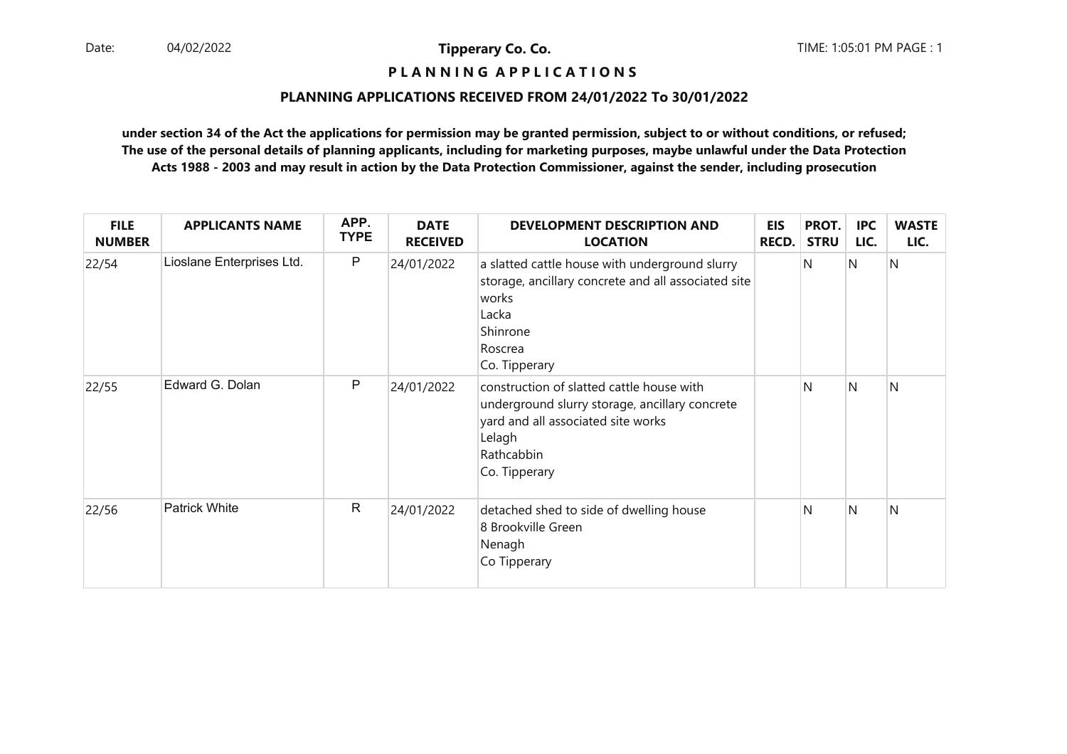**Tipperary Co. Co.**

**P L A N N I N G A P P L I C A T I O N S**

**PLANNING APPLICATIONS RECEIVED FROM 24/01/2022 To 30/01/2022**

**under section 34 of the Act the applications for permission may be granted permission, subject to or without conditions, or refused; The use of the personal details of planning applicants, including for marketing purposes, maybe unlawful under the Data Protection Acts 1988 - 2003 and may result in action by the Data Protection Commissioner, against the sender, including prosecution**

| FILE NUMBER | APPLICANTS NAME | APP. TYPE | DATE RECEIVED | DEVELOPMENT DESCRIPTION AND LOCATION | EIS RECD. | PROT. STRU | IPC LIC. | WASTE LIC. |
|---|---|---|---|---|---|---|---|---|
| 22/54 | Lioslane Enterprises Ltd. | P | 24/01/2022 | a slatted cattle house with underground slurry storage, ancillary concrete and all associated site works<br>Lacka<br>Shinrone<br>Roscrea<br>Co. Tipperary | | N | N | N |
| 22/55 | Edward G. Dolan | P | 24/01/2022 | construction of slatted cattle house with underground slurry storage, ancillary concrete yard and all associated site works<br>Lelagh<br>Rathcabbin<br>Co. Tipperary | | N | N | N |
| 22/56 | Patrick White | R | 24/01/2022 | detached shed to side of dwelling house<br>8 Brookville Green<br>Nenagh<br>Co Tipperary | | N | N | N |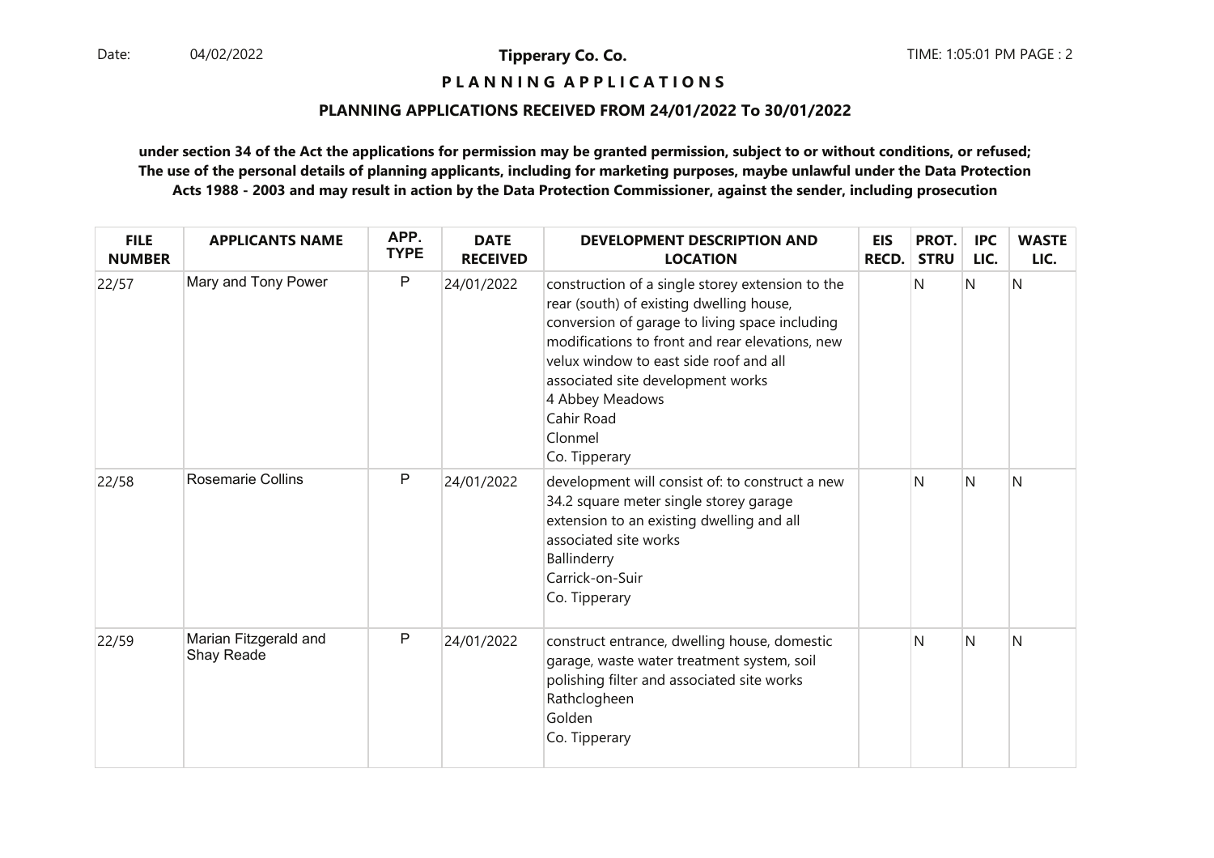**Tipperary Co. Co.**

**P L A N N I N G  A P P L I C A T I O N S**

**PLANNING APPLICATIONS RECEIVED FROM 24/01/2022 To 30/01/2022**

**under section 34 of the Act the applications for permission may be granted permission, subject to or without conditions, or refused; The use of the personal details of planning applicants, including for marketing purposes, maybe unlawful under the Data Protection Acts 1988 - 2003 and may result in action by the Data Protection Commissioner, against the sender, including prosecution**

| FILE NUMBER | APPLICANTS NAME | APP. TYPE | DATE RECEIVED | DEVELOPMENT DESCRIPTION AND LOCATION | EIS RECD. | PROT. STRU | IPC LIC. | WASTE LIC. |
|---|---|---|---|---|---|---|---|---|
| 22/57 | Mary and Tony Power | P | 24/01/2022 | construction of a single storey extension to the rear (south) of existing dwelling house, conversion of garage to living space including modifications to front and rear elevations, new velux window to east side roof and all associated site development works<br>4 Abbey Meadows<br>Cahir Road<br>Clonmel<br>Co. Tipperary | | N | N | N |
| 22/58 | Rosemarie Collins | P | 24/01/2022 | development will consist of: to construct a new 34.2 square meter single storey garage extension to an existing dwelling and all associated site works<br>Ballinderry<br>Carrick-on-Suir<br>Co. Tipperary | | N | N | N |
| 22/59 | Marian Fitzgerald and Shay Reade | P | 24/01/2022 | construct entrance, dwelling house, domestic garage, waste water treatment system, soil polishing filter and associated site works<br>Rathclogheen<br>Golden<br>Co. Tipperary | | N | N | N |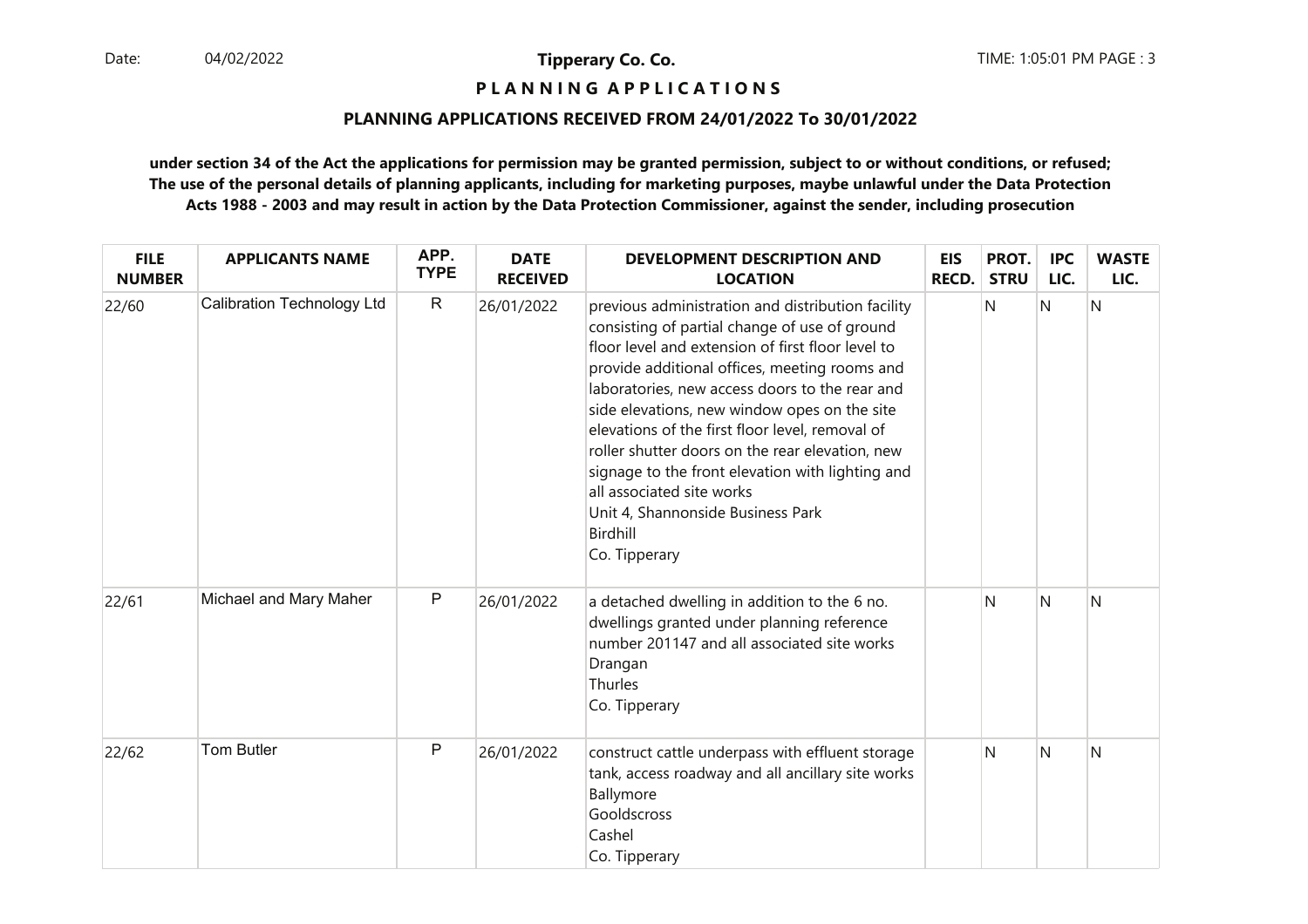**Tipperary Co. Co.**

**P L A N N I N G   A P P L I C A T I O N S**

**PLANNING APPLICATIONS RECEIVED FROM 24/01/2022 To 30/01/2022**

**under section 34 of the Act the applications for permission may be granted permission, subject to or without conditions, or refused; The use of the personal details of planning applicants, including for marketing purposes, maybe unlawful under the Data Protection Acts 1988 - 2003 and may result in action by the Data Protection Commissioner, against the sender, including prosecution**

| FILE NUMBER | APPLICANTS NAME | APP. TYPE | DATE RECEIVED | DEVELOPMENT DESCRIPTION AND LOCATION | EIS RECD. | PROT. STRU | IPC LIC. | WASTE LIC. |
|---|---|---|---|---|---|---|---|---|
| 22/60 | Calibration Technology Ltd | R | 26/01/2022 | previous administration and distribution facility consisting of partial change of use of ground floor level and extension of first floor level to provide additional offices, meeting rooms and laboratories, new access doors to the rear and side elevations, new window opes on the site elevations of the first floor level, removal of roller shutter doors on the rear elevation, new signage to the front elevation with lighting and all associated site works<br>Unit 4, Shannonside Business Park<br>Birdhill<br>Co. Tipperary | | N | N | N |
| 22/61 | Michael and Mary Maher | P | 26/01/2022 | a detached dwelling in addition to the 6 no. dwellings granted under planning reference number 201147 and all associated site works<br>Drangan<br>Thurles<br>Co. Tipperary | | N | N | N |
| 22/62 | Tom Butler | P | 26/01/2022 | construct cattle underpass with effluent storage tank, access roadway and all ancillary site works<br>Ballymore<br>Gooldscross<br>Cashel<br>Co. Tipperary | | N | N | N |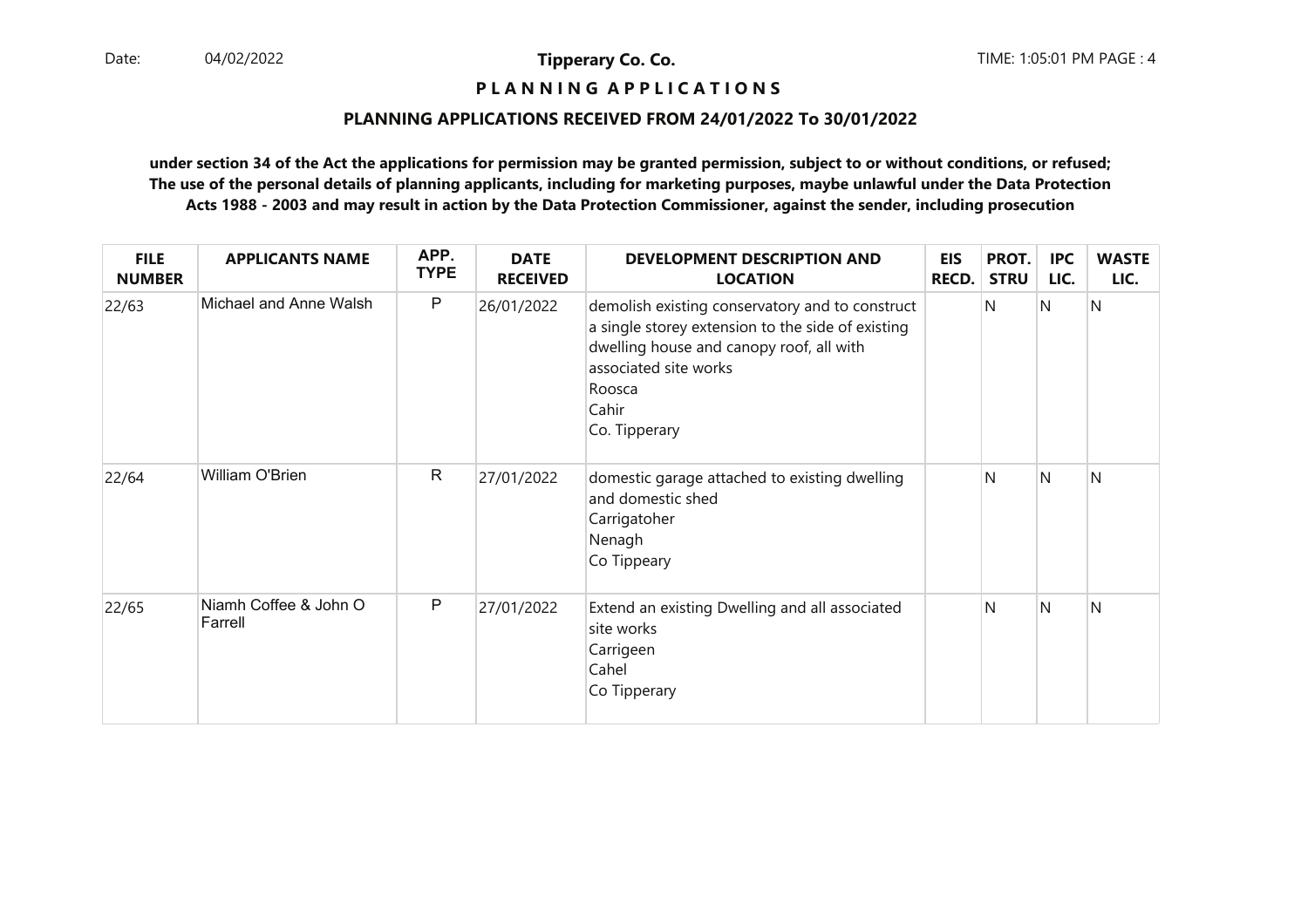**Tipperary Co. Co.**

**P L A N N I N G   A P P L I C A T I O N S**

**PLANNING APPLICATIONS RECEIVED FROM 24/01/2022 To 30/01/2022**

**under section 34 of the Act the applications for permission may be granted permission, subject to or without conditions, or refused; The use of the personal details of planning applicants, including for marketing purposes, maybe unlawful under the Data Protection Acts 1988 - 2003 and may result in action by the Data Protection Commissioner, against the sender, including prosecution**

| FILE NUMBER | APPLICANTS NAME | APP. TYPE | DATE RECEIVED | DEVELOPMENT DESCRIPTION AND LOCATION | EIS RECD. | PROT. STRU | IPC LIC. | WASTE LIC. |
|---|---|---|---|---|---|---|---|---|
| 22/63 | Michael and Anne Walsh | P | 26/01/2022 | demolish existing conservatory and to construct a single storey extension to the side of existing dwelling house and canopy roof, all with associated site works<br>Roosca<br>Cahir<br>Co. Tipperary | | N | N | N |
| 22/64 | William O'Brien | R | 27/01/2022 | domestic garage attached to existing dwelling and domestic shed<br>Carrigatoher<br>Nenagh<br>Co Tippeary | | N | N | N |
| 22/65 | Niamh Coffee & John O Farrell | P | 27/01/2022 | Extend an existing Dwelling and all associated site works<br>Carrigeen<br>Cahel<br>Co Tipperary | | N | N | N |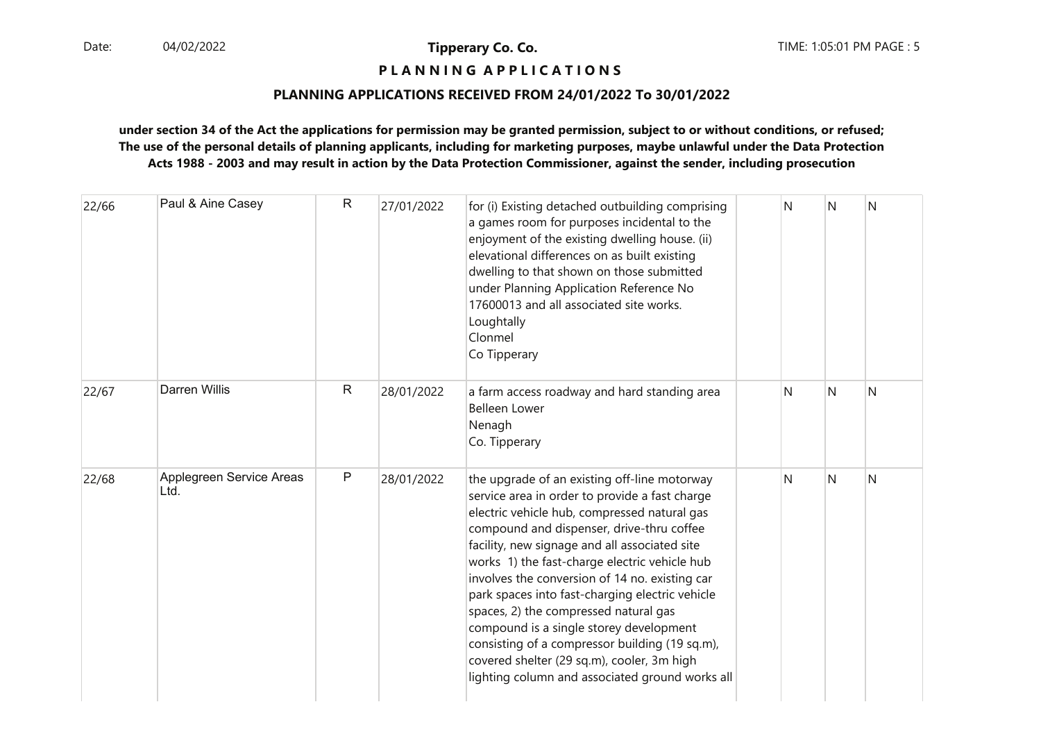**Tipperary Co. Co.**

**P L A N N I N G A P P L I C A T I O N S**

**PLANNING APPLICATIONS RECEIVED FROM 24/01/2022 To 30/01/2022**

**under section 34 of the Act the applications for permission may be granted permission, subject to or without conditions, or refused; The use of the personal details of planning applicants, including for marketing purposes, maybe unlawful under the Data Protection Acts 1988 - 2003 and may result in action by the Data Protection Commissioner, against the sender, including prosecution**

| | | | | | | | | |
|---|---|---|---|---|---|---|---|---|
| 22/66 | Paul & Aine Casey | R | 27/01/2022 | for (i) Existing detached outbuilding comprising a games room for purposes incidental to the enjoyment of the existing dwelling house. (ii) elevational differences on as built existing dwelling to that shown on those submitted under Planning Application Reference No 17600013 and all associated site works.<br>Loughtally<br>Clonmel<br>Co Tipperary | | N | N | N |
| 22/67 | Darren Willis | R | 28/01/2022 | a farm access roadway and hard standing area<br>Belleen Lower<br>Nenagh<br>Co. Tipperary | | N | N | N |
| 22/68 | Applegreen Service Areas Ltd. | P | 28/01/2022 | the upgrade of an existing off-line motorway service area in order to provide a fast charge electric vehicle hub, compressed natural gas compound and dispenser, drive-thru coffee facility, new signage and all associated site works 1) the fast-charge electric vehicle hub involves the conversion of 14 no. existing car park spaces into fast-charging electric vehicle spaces, 2) the compressed natural gas compound is a single storey development consisting of a compressor building (19 sq.m), covered shelter (29 sq.m), cooler, 3m high lighting column and associated ground works all | | N | N | N |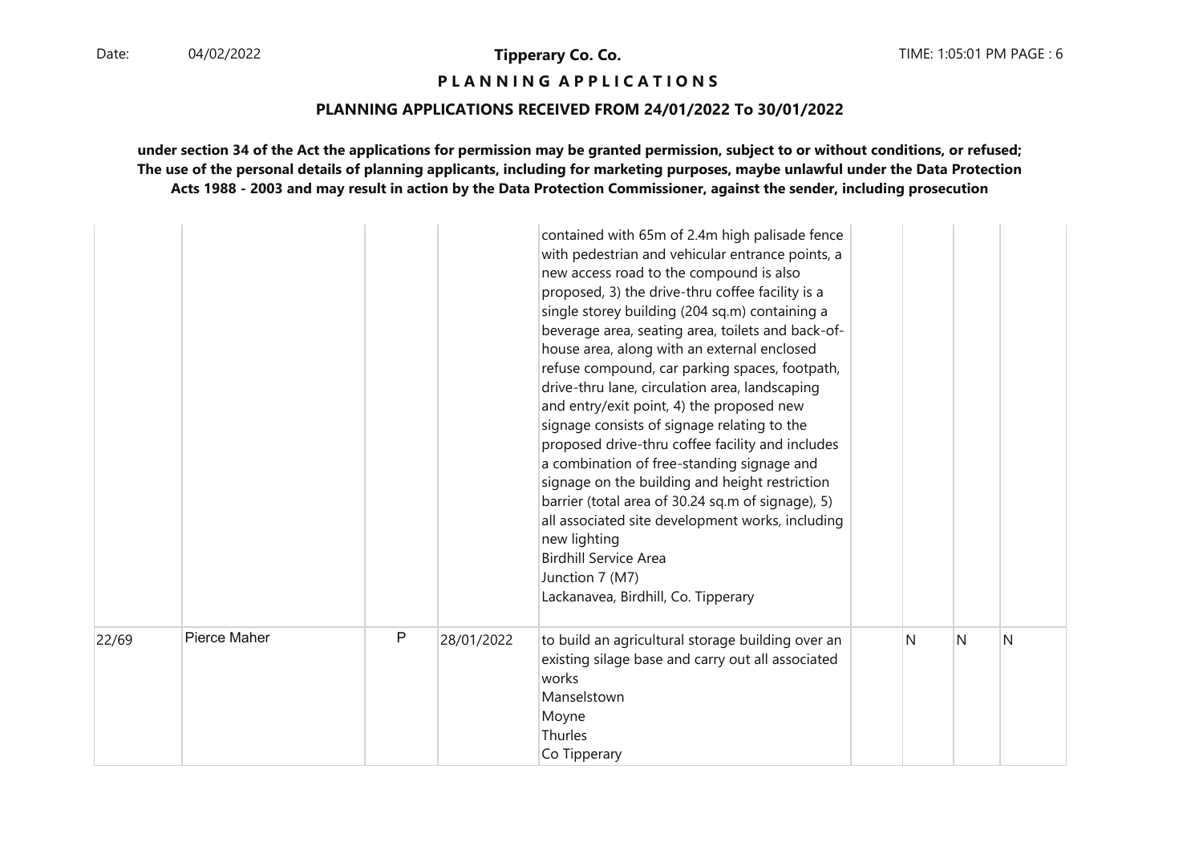**Tipperary Co. Co.**

**P L A N N I N G  A P P L I C A T I O N S**

**PLANNING APPLICATIONS RECEIVED FROM 24/01/2022 To 30/01/2022**

**under section 34 of the Act the applications for permission may be granted permission, subject to or without conditions, or refused; The use of the personal details of planning applicants, including for marketing purposes, maybe unlawful under the Data Protection Acts 1988 - 2003 and may result in action by the Data Protection Commissioner, against the sender, including prosecution**

| | | | | | | | | |
|---|---|---|---|---|---|---|---|---|
| | | | | contained with 65m of 2.4m high palisade fence with pedestrian and vehicular entrance points, a new access road to the compound is also proposed, 3) the drive-thru coffee facility is a single storey building (204 sq.m) containing a beverage area, seating area, toilets and back-of-house area, along with an external enclosed refuse compound, car parking spaces, footpath, drive-thru lane, circulation area, landscaping and entry/exit point, 4) the proposed new signage consists of signage relating to the proposed drive-thru coffee facility and includes a combination of free-standing signage and signage on the building and height restriction barrier (total area of 30.24 sq.m of signage), 5) all associated site development works, including new lighting<br>Birdhill Service Area<br>Junction 7 (M7)<br>Lackanavea, Birdhill, Co. Tipperary | | | | |
| 22/69 | Pierce Maher | P | 28/01/2022 | to build an agricultural storage building over an existing silage base and carry out all associated works<br>Manselstown<br>Moyne<br>Thurles<br>Co Tipperary | | N | N | N |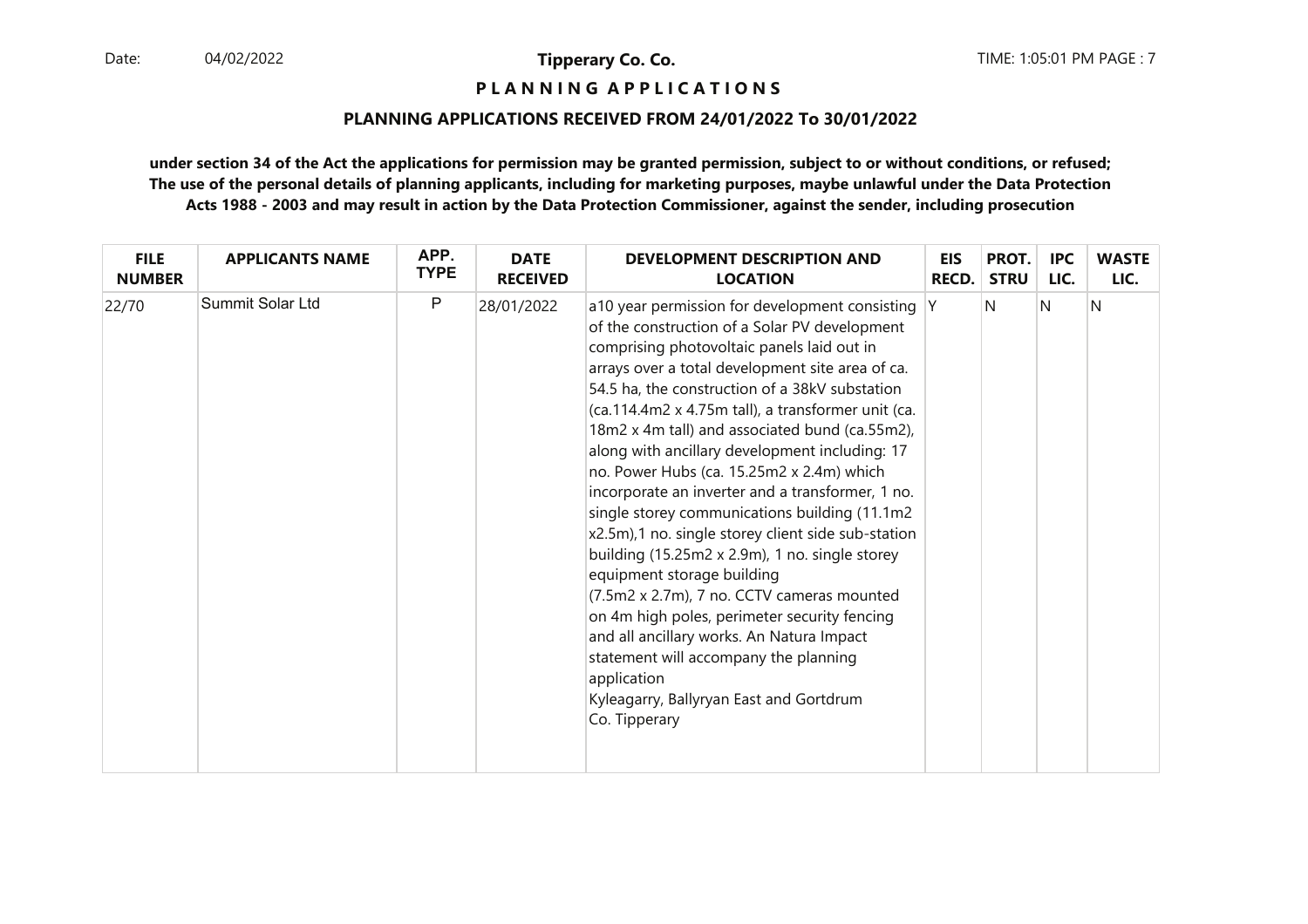**P L A N N I N G A P P L I C A T I O N S**

**PLANNING APPLICATIONS RECEIVED FROM 24/01/2022 To 30/01/2022**

**under section 34 of the Act the applications for permission may be granted permission, subject to or without conditions, or refused; The use of the personal details of planning applicants, including for marketing purposes, maybe unlawful under the Data Protection Acts 1988 - 2003 and may result in action by the Data Protection Commissioner, against the sender, including prosecution**

| FILE NUMBER | APPLICANTS NAME | APP. TYPE | DATE RECEIVED | DEVELOPMENT DESCRIPTION AND LOCATION | EIS RECD. | PROT. STRU | IPC LIC. | WASTE LIC. |
|---|---|---|---|---|---|---|---|---|
| 22/70 | Summit Solar Ltd | P | 28/01/2022 | a10 year permission for development consisting of the construction of a Solar PV development comprising photovoltaic panels laid out in arrays over a total development site area of ca. 54.5 ha, the construction of a 38kV substation (ca.114.4m2 x 4.75m tall), a transformer unit (ca. 18m2 x 4m tall) and associated bund (ca.55m2), along with ancillary development including: 17 no. Power Hubs (ca. 15.25m2 x 2.4m) which incorporate an inverter and a transformer, 1 no. single storey communications building (11.1m2 x2.5m),1 no. single storey client side sub-station building (15.25m2 x 2.9m), 1 no. single storey equipment storage building (7.5m2 x 2.7m), 7 no. CCTV cameras mounted on 4m high poles, perimeter security fencing and all ancillary works. An Natura Impact statement will accompany the planning application<br>Kyleagarry, Ballyryan East and Gortdrum<br>Co. Tipperary | Y | N | N | N |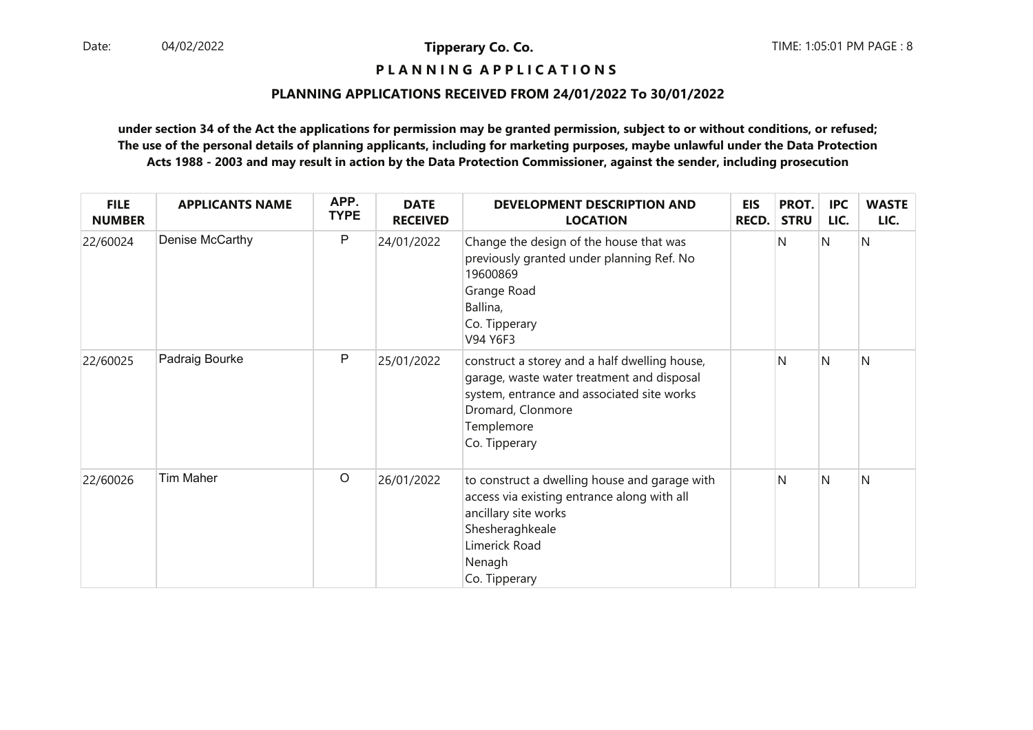**Tipperary Co. Co.**

**PLANNING APPLICATIONS**

**PLANNING APPLICATIONS RECEIVED FROM 24/01/2022 To 30/01/2022**

**under section 34 of the Act the applications for permission may be granted permission, subject to or without conditions, or refused; The use of the personal details of planning applicants, including for marketing purposes, maybe unlawful under the Data Protection Acts 1988 - 2003 and may result in action by the Data Protection Commissioner, against the sender, including prosecution**

| FILE NUMBER | APPLICANTS NAME | APP. TYPE | DATE RECEIVED | DEVELOPMENT DESCRIPTION AND LOCATION | EIS RECD. | PROT. STRU | IPC LIC. | WASTE LIC. |
|---|---|---|---|---|---|---|---|---|
| 22/60024 | Denise McCarthy | P | 24/01/2022 | Change the design of the house that was previously granted under planning Ref. No 19600869<br>Grange Road<br>Ballina,<br>Co. Tipperary<br>V94 Y6F3 | | N | N | N |
| 22/60025 | Padraig Bourke | P | 25/01/2022 | construct a storey and a half dwelling house, garage, waste water treatment and disposal system, entrance and associated site works<br>Dromard, Clonmore<br>Templemore<br>Co. Tipperary | | N | N | N |
| 22/60026 | Tim Maher | O | 26/01/2022 | to construct a dwelling house and garage with access via existing entrance along with all ancillary site works<br>Shesheraghkeale<br>Limerick Road<br>Nenagh<br>Co. Tipperary | | N | N | N |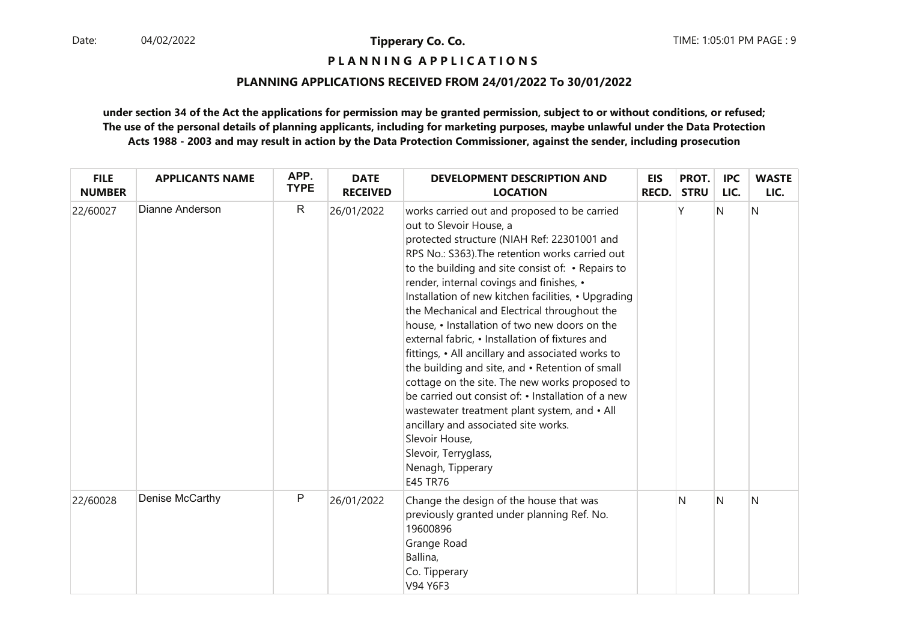Date: 04/02/2022

**Tipperary Co. Co.**

**P L A N N I N G  A P P L I C A T I O N S**

**PLANNING APPLICATIONS RECEIVED FROM 24/01/2022 To 30/01/2022**

**under section 34 of the Act the applications for permission may be granted permission, subject to or without conditions, or refused; The use of the personal details of planning applicants, including for marketing purposes, maybe unlawful under the Data Protection Acts 1988 - 2003 and may result in action by the Data Protection Commissioner, against the sender, including prosecution**

| FILE NUMBER | APPLICANTS NAME | APP. TYPE | DATE RECEIVED | DEVELOPMENT DESCRIPTION AND LOCATION | EIS RECD. | PROT. STRU | IPC LIC. | WASTE LIC. |
|---|---|---|---|---|---|---|---|---|
| 22/60027 | Dianne Anderson | R | 26/01/2022 | works carried out and proposed to be carried out to Slevoir House, a protected structure (NIAH Ref: 22301001 and RPS No.: S363).The retention works carried out to the building and site consist of: • Repairs to render, internal covings and finishes, • Installation of new kitchen facilities, • Upgrading the Mechanical and Electrical throughout the house, • Installation of two new doors on the external fabric, • Installation of fixtures and fittings, • All ancillary and associated works to the building and site, and • Retention of small cottage on the site. The new works proposed to be carried out consist of: • Installation of a new wastewater treatment plant system, and • All ancillary and associated site works.<br>Slevoir House,<br>Slevoir, Terryglass,<br>Nenagh, Tipperary<br>E45 TR76 | | Y | N | N |
| 22/60028 | Denise McCarthy | P | 26/01/2022 | Change the design of the house that was previously granted under planning Ref. No. 19600896<br>Grange Road<br>Ballina,<br>Co. Tipperary<br>V94 Y6F3 | | N | N | N |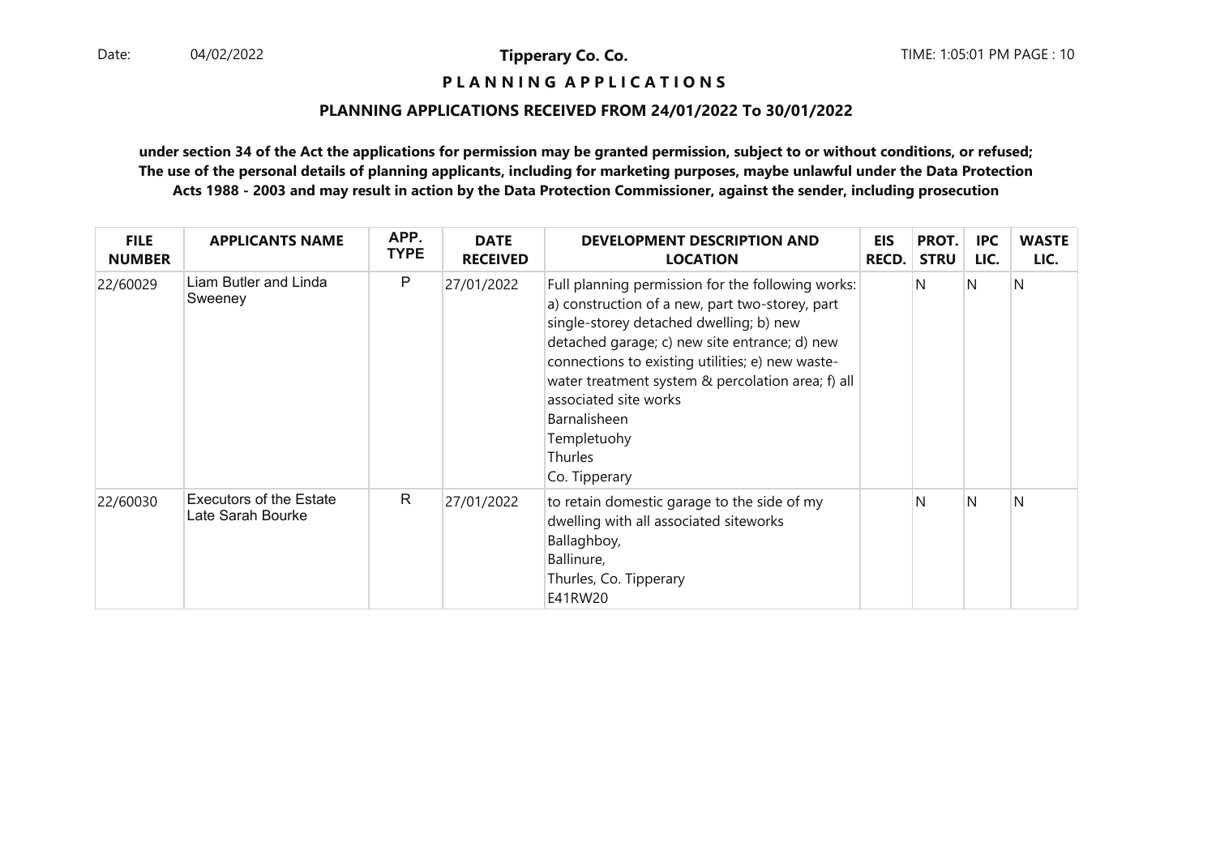**Tipperary Co. Co.**

**P L A N N I N G  A P P L I C A T I O N S**

**PLANNING APPLICATIONS RECEIVED FROM 24/01/2022 To 30/01/2022**

**under section 34 of the Act the applications for permission may be granted permission, subject to or without conditions, or refused; The use of the personal details of planning applicants, including for marketing purposes, maybe unlawful under the Data Protection Acts 1988 - 2003 and may result in action by the Data Protection Commissioner, against the sender, including prosecution**

| FILE NUMBER | APPLICANTS NAME | APP. TYPE | DATE RECEIVED | DEVELOPMENT DESCRIPTION AND LOCATION | EIS RECD. | PROT. STRU | IPC LIC. | WASTE LIC. |
|---|---|---|---|---|---|---|---|---|
| 22/60029 | Liam Butler and Linda Sweeney | P | 27/01/2022 | Full planning permission for the following works: a) construction of a new, part two-storey, part single-storey detached dwelling; b) new detached garage; c) new site entrance; d) new connections to existing utilities; e) new waste-water treatment system & percolation area; f) all associated site works<br>Barnalisheen<br>Templetuohy<br>Thurles<br>Co. Tipperary | | N | N | N |
| 22/60030 | Executors of the Estate Late Sarah Bourke | R | 27/01/2022 | to retain domestic garage to the side of my dwelling with all associated siteworks<br>Ballaghboy,<br>Ballinure,<br>Thurles, Co. Tipperary<br>E41RW20 | | N | N | N |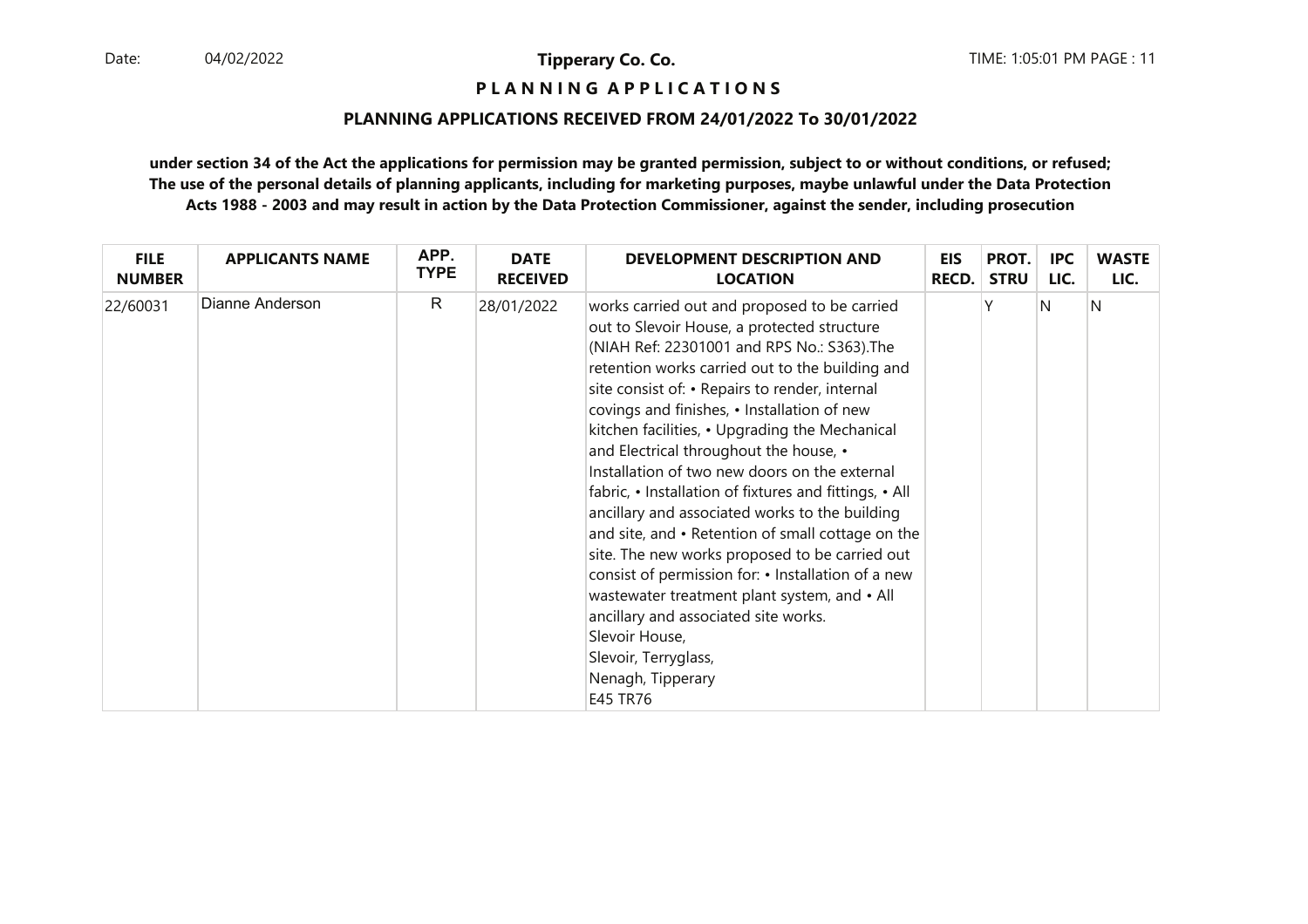**Tipperary Co. Co.**

**P L A N N I N G A P P L I C A T I O N S**

**PLANNING APPLICATIONS RECEIVED FROM 24/01/2022 To 30/01/2022**

**under section 34 of the Act the applications for permission may be granted permission, subject to or without conditions, or refused; The use of the personal details of planning applicants, including for marketing purposes, maybe unlawful under the Data Protection Acts 1988 - 2003 and may result in action by the Data Protection Commissioner, against the sender, including prosecution**

| FILE NUMBER | APPLICANTS NAME | APP. TYPE | DATE RECEIVED | DEVELOPMENT DESCRIPTION AND LOCATION | EIS RECD. | PROT. STRU | IPC LIC. | WASTE LIC. |
|---|---|---|---|---|---|---|---|---|
| 22/60031 | Dianne Anderson | R | 28/01/2022 | works carried out and proposed to be carried out to Slevoir House, a protected structure (NIAH Ref: 22301001 and RPS No.: S363).The retention works carried out to the building and site consist of: • Repairs to render, internal covings and finishes, • Installation of new kitchen facilities, • Upgrading the Mechanical and Electrical throughout the house, • Installation of two new doors on the external fabric, • Installation of fixtures and fittings, • All ancillary and associated works to the building and site, and • Retention of small cottage on the site. The new works proposed to be carried out consist of permission for: • Installation of a new wastewater treatment plant system, and • All ancillary and associated site works.<br>Slevoir House,<br>Slevoir, Terryglass,<br>Nenagh, Tipperary<br>E45 TR76 | | Y | N | N |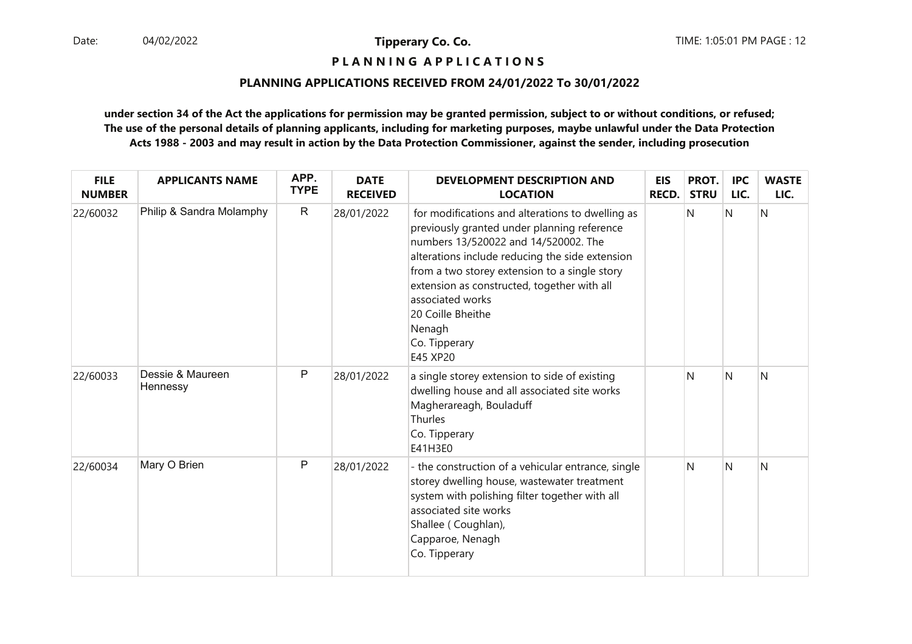**Tipperary Co. Co.**

**P L A N N I N G   A P P L I C A T I O N S**

**PLANNING APPLICATIONS RECEIVED FROM 24/01/2022 To 30/01/2022**

**under section 34 of the Act the applications for permission may be granted permission, subject to or without conditions, or refused; The use of the personal details of planning applicants, including for marketing purposes, maybe unlawful under the Data Protection Acts 1988 - 2003 and may result in action by the Data Protection Commissioner, against the sender, including prosecution**

| FILE NUMBER | APPLICANTS NAME | APP. TYPE | DATE RECEIVED | DEVELOPMENT DESCRIPTION AND LOCATION | EIS RECD. | PROT. STRU | IPC LIC. | WASTE LIC. |
|---|---|---|---|---|---|---|---|---|
| 22/60032 | Philip & Sandra Molamphy | R | 28/01/2022 | for modifications and alterations to dwelling as previously granted under planning reference numbers 13/520022 and 14/520002. The alterations include reducing the side extension from a two storey extension to a single story extension as constructed, together with all associated works<br>20 Coille Bheithe<br>Nenagh<br>Co. Tipperary<br>E45 XP20 | | N | N | N |
| 22/60033 | Dessie & Maureen Hennessy | P | 28/01/2022 | a single storey extension to side of existing dwelling house and all associated site works<br>Magherareagh, Bouladuff<br>Thurles<br>Co. Tipperary<br>E41H3E0 | | N | N | N |
| 22/60034 | Mary O Brien | P | 28/01/2022 | - the construction of a vehicular entrance, single storey dwelling house, wastewater treatment system with polishing filter together with all associated site works<br>Shallee ( Coughlan),<br>Capparoe, Nenagh<br>Co. Tipperary | | N | N | N |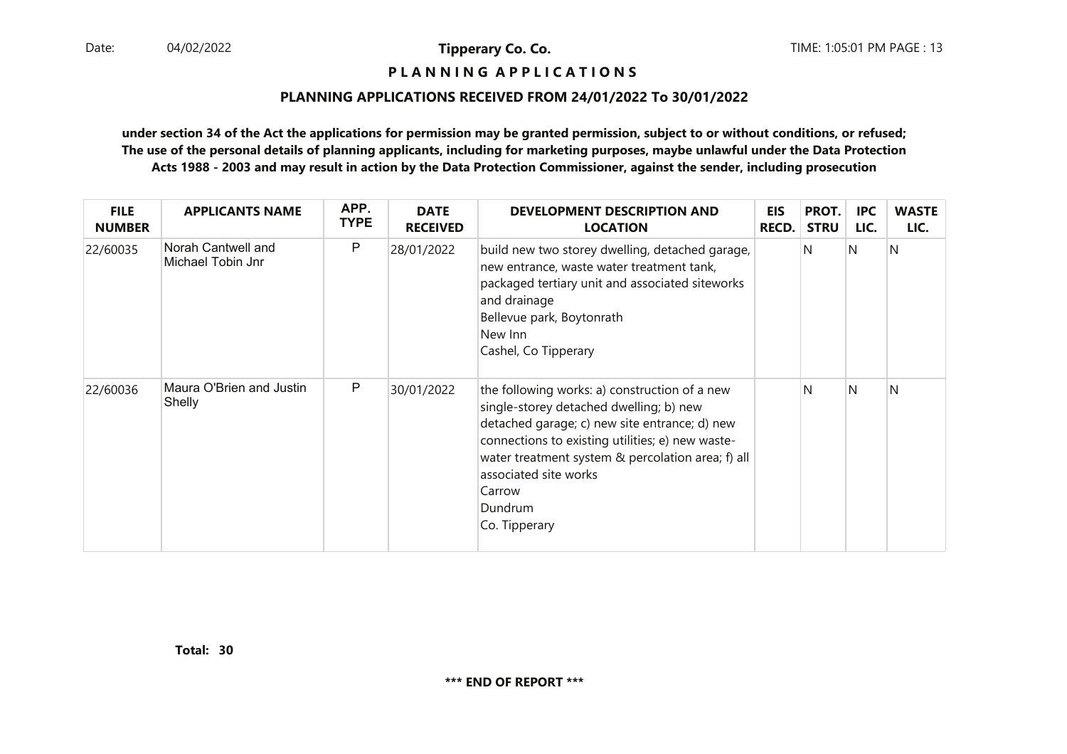**Tipperary Co. Co.**

**P L A N N I N G A P P L I C A T I O N S**

**PLANNING APPLICATIONS RECEIVED FROM 24/01/2022 To 30/01/2022**

**under section 34 of the Act the applications for permission may be granted permission, subject to or without conditions, or refused; The use of the personal details of planning applicants, including for marketing purposes, maybe unlawful under the Data Protection Acts 1988 - 2003 and may result in action by the Data Protection Commissioner, against the sender, including prosecution**

| FILE NUMBER | APPLICANTS NAME | APP. TYPE | DATE RECEIVED | DEVELOPMENT DESCRIPTION AND LOCATION | EIS RECD. | PROT. STRU | IPC LIC. | WASTE LIC. |
|---|---|---|---|---|---|---|---|---|
| 22/60035 | Norah Cantwell and Michael Tobin Jnr | P | 28/01/2022 | build new two storey dwelling, detached garage, new entrance, waste water treatment tank, packaged tertiary unit and associated siteworks and drainage<br>Bellevue park, Boytonrath<br>New Inn<br>Cashel, Co Tipperary | | N | N | N |
| 22/60036 | Maura O'Brien and Justin Shelly | P | 30/01/2022 | the following works: a) construction of a new single-storey detached dwelling; b) new detached garage; c) new site entrance; d) new connections to existing utilities; e) new waste-water treatment system & percolation area; f) all associated site works<br>Carrow<br>Dundrum<br>Co. Tipperary | | N | N | N |

**Total: 30**

**\*\*\* END OF REPORT \*\*\***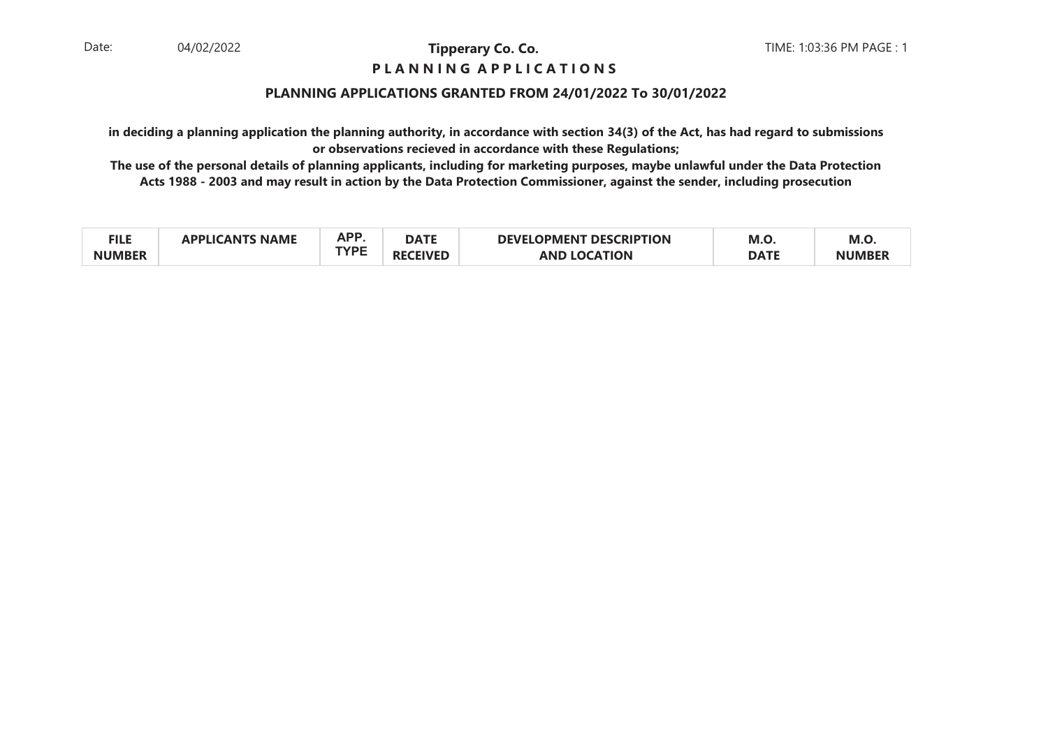Date: 04/02/2022

**Tipperary Co. Co.**

TIME: 1:03:36 PM PAGE : 1

**P L A N N I N G A P P L I C A T I O N S**

**PLANNING APPLICATIONS GRANTED FROM 24/01/2022 To 30/01/2022**

**in deciding a planning application the planning authority, in accordance with section 34(3) of the Act, has had regard to submissions or observations recieved in accordance with these Regulations;**

**The use of the personal details of planning applicants, including for marketing purposes, maybe unlawful under the Data Protection Acts 1988 - 2003 and may result in action by the Data Protection Commissioner, against the sender, including prosecution**

| FILE NUMBER | APPLICANTS NAME | APP. TYPE | DATE RECEIVED | DEVELOPMENT DESCRIPTION AND LOCATION | M.O. DATE | M.O. NUMBER |
| --- | --- | --- | --- | --- | --- | --- |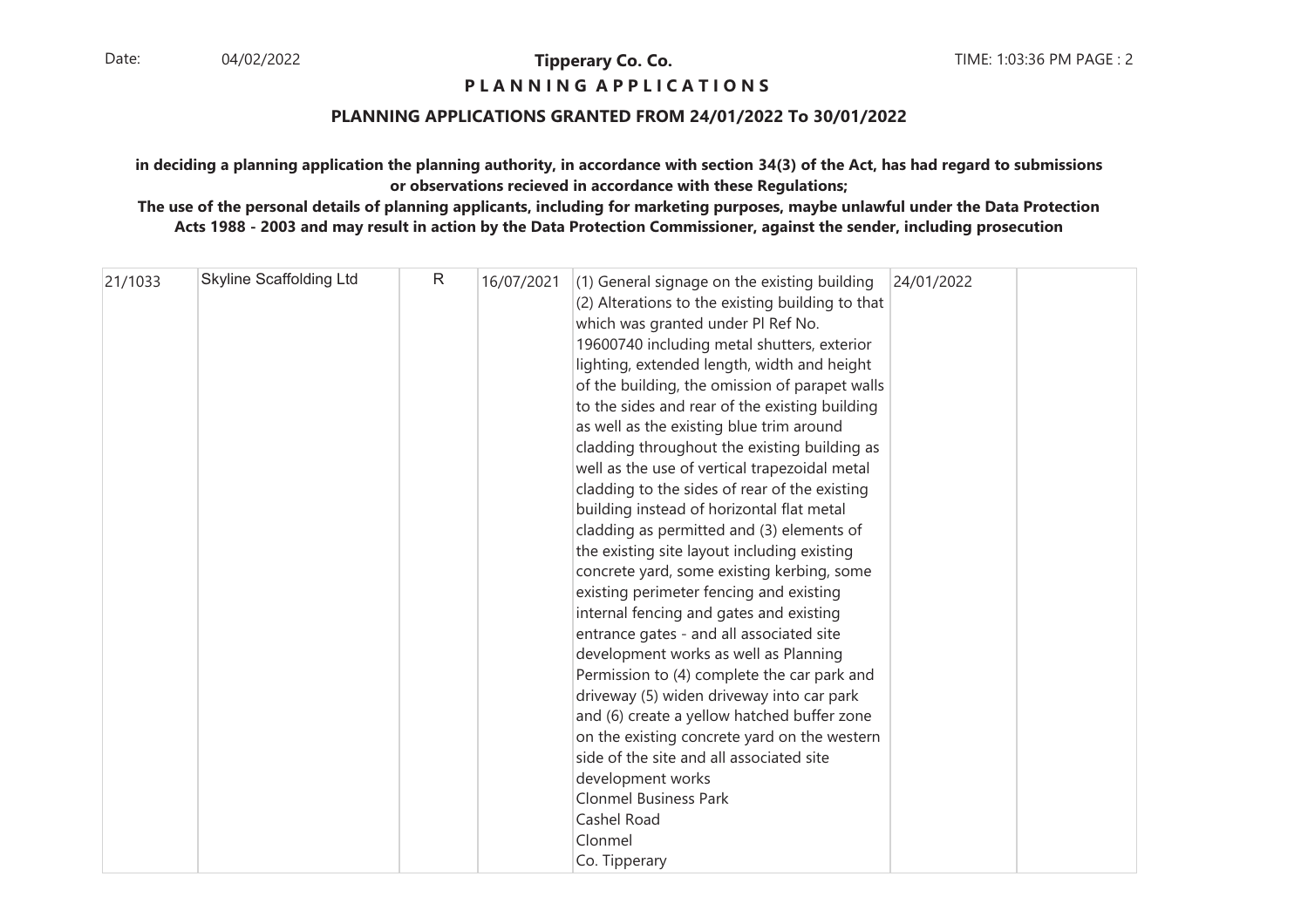**Tipperary Co. Co.**

**P L A N N I N G   A P P L I C A T I O N S**

**PLANNING APPLICATIONS GRANTED FROM 24/01/2022 To 30/01/2022**

**in deciding a planning application the planning authority, in accordance with section 34(3) of the Act, has had regard to submissions or observations recieved in accordance with these Regulations;**

**The use of the personal details of planning applicants, including for marketing purposes, maybe unlawful under the Data Protection Acts 1988 - 2003 and may result in action by the Data Protection Commissioner, against the sender, including prosecution**

| | | | | | | |
|---|---|---|---|---|---|---|
| 21/1033 | Skyline Scaffolding Ltd | R | 16/07/2021 | (1) General signage on the existing building (2) Alterations to the existing building to that which was granted under Pl Ref No. 19600740 including metal shutters, exterior lighting, extended length, width and height of the building, the omission of parapet walls to the sides and rear of the existing building as well as the existing blue trim around cladding throughout the existing building as well as the use of vertical trapezoidal metal cladding to the sides of rear of the existing building instead of horizontal flat metal cladding as permitted and (3) elements of the existing site layout including existing concrete yard, some existing kerbing, some existing perimeter fencing and existing internal fencing and gates and existing entrance gates - and all associated site development works as well as Planning Permission to (4) complete the car park and driveway (5) widen driveway into car park and (6) create a yellow hatched buffer zone on the existing concrete yard on the western side of the site and all associated site development works<br>Clonmel Business Park<br>Cashel Road<br>Clonmel<br>Co. Tipperary | 24/01/2022 | |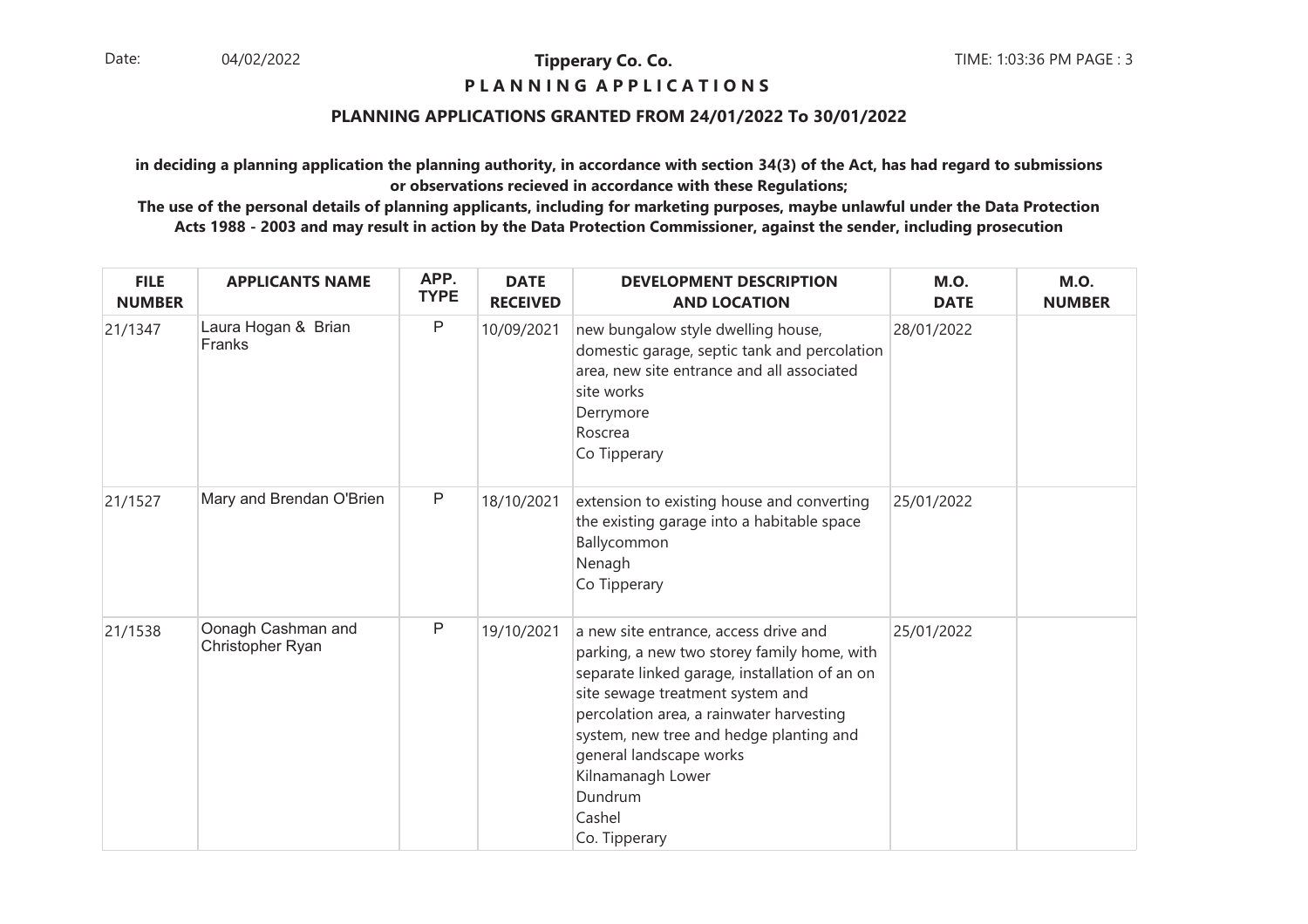**Tipperary Co. Co.**

**P L A N N I N G A P P L I C A T I O N S**

**PLANNING APPLICATIONS GRANTED FROM 24/01/2022 To 30/01/2022**

**in deciding a planning application the planning authority, in accordance with section 34(3) of the Act, has had regard to submissions or observations recieved in accordance with these Regulations;**

**The use of the personal details of planning applicants, including for marketing purposes, maybe unlawful under the Data Protection Acts 1988 - 2003 and may result in action by the Data Protection Commissioner, against the sender, including prosecution**

| FILE NUMBER | APPLICANTS NAME | APP. TYPE | DATE RECEIVED | DEVELOPMENT DESCRIPTION AND LOCATION | M.O. DATE | M.O. NUMBER |
|---|---|---|---|---|---|---|
| 21/1347 | Laura Hogan & Brian Franks | P | 10/09/2021 | new bungalow style dwelling house, domestic garage, septic tank and percolation area, new site entrance and all associated site works<br>Derrymore<br>Roscrea<br>Co Tipperary | 28/01/2022 | |
| 21/1527 | Mary and Brendan O'Brien | P | 18/10/2021 | extension to existing house and converting the existing garage into a habitable space<br>Ballycommon<br>Nenagh<br>Co Tipperary | 25/01/2022 | |
| 21/1538 | Oonagh Cashman and Christopher Ryan | P | 19/10/2021 | a new site entrance, access drive and parking, a new two storey family home, with separate linked garage, installation of an on site sewage treatment system and percolation area, a rainwater harvesting system, new tree and hedge planting and general landscape works<br>Kilnamanagh Lower<br>Dundrum<br>Cashel<br>Co. Tipperary | 25/01/2022 | |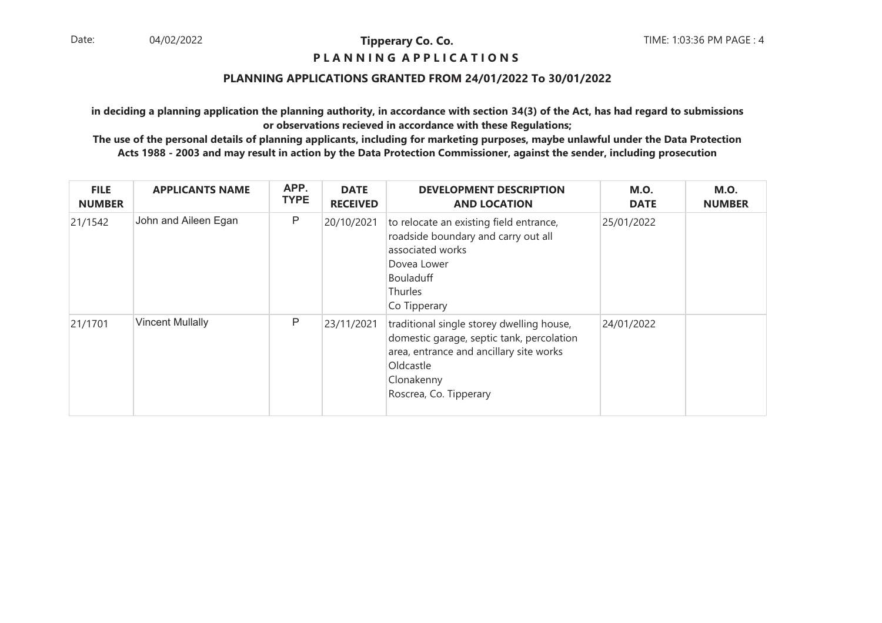# Tipperary Co. Co.

## PLANNING APPLICATIONS

### PLANNING APPLICATIONS GRANTED FROM 24/01/2022 To 30/01/2022

**in deciding a planning application the planning authority, in accordance with section 34(3) of the Act, has had regard to submissions or observations recieved in accordance with these Regulations;**

**The use of the personal details of planning applicants, including for marketing purposes, maybe unlawful under the Data Protection Acts 1988 - 2003 and may result in action by the Data Protection Commissioner, against the sender, including prosecution**

| FILE NUMBER | APPLICANTS NAME | APP. TYPE | DATE RECEIVED | DEVELOPMENT DESCRIPTION AND LOCATION | M.O. DATE | M.O. NUMBER |
|---|---|---|---|---|---|---|
| 21/1542 | John and Aileen Egan | P | 20/10/2021 | to relocate an existing field entrance, roadside boundary and carry out all associated works<br>Dovea Lower<br>Bouladuff<br>Thurles<br>Co Tipperary | 25/01/2022 | |
| 21/1701 | Vincent Mullally | P | 23/11/2021 | traditional single storey dwelling house, domestic garage, septic tank, percolation area, entrance and ancillary site works<br>Oldcastle<br>Clonakenny<br>Roscrea, Co. Tipperary | 24/01/2022 | |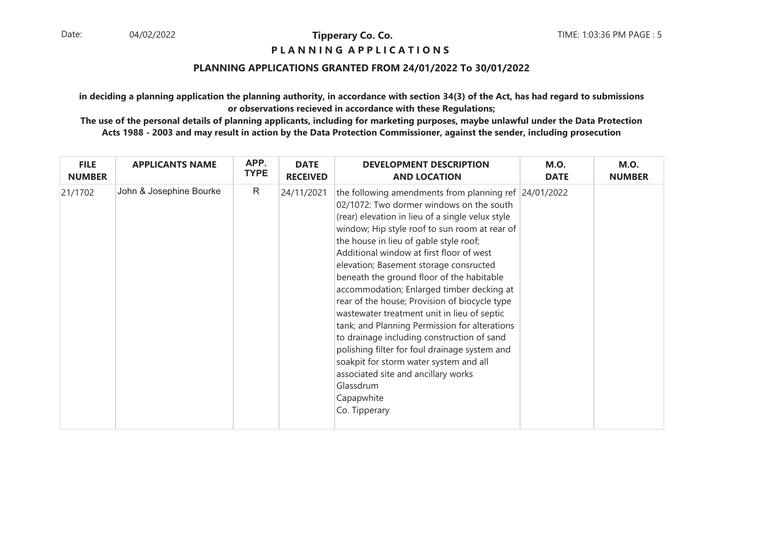**Tipperary Co. Co.**

**P L A N N I N G A P P L I C A T I O N S**

**PLANNING APPLICATIONS GRANTED FROM 24/01/2022 To 30/01/2022**

**in deciding a planning application the planning authority, in accordance with section 34(3) of the Act, has had regard to submissions or observations recieved in accordance with these Regulations;**

**The use of the personal details of planning applicants, including for marketing purposes, maybe unlawful under the Data Protection Acts 1988 - 2003 and may result in action by the Data Protection Commissioner, against the sender, including prosecution**

| FILE NUMBER | APPLICANTS NAME | APP. TYPE | DATE RECEIVED | DEVELOPMENT DESCRIPTION AND LOCATION | M.O. DATE | M.O. NUMBER |
|---|---|---|---|---|---|---|
| 21/1702 | John & Josephine Bourke | R | 24/11/2021 | the following amendments from planning ref 02/1072: Two dormer windows on the south (rear) elevation in lieu of a single velux style window; Hip style roof to sun room at rear of the house in lieu of gable style roof; Additional window at first floor of west elevation; Basement storage consructed beneath the ground floor of the habitable accommodation; Enlarged timber decking at rear of the house; Provision of biocycle type wastewater treatment unit in lieu of septic tank; and Planning Permission for alterations to drainage including construction of sand polishing filter for foul drainage system and soakpit for storm water system and all associated site and ancillary works Glassdrum Capapwhite Co. Tipperary | 24/01/2022 | |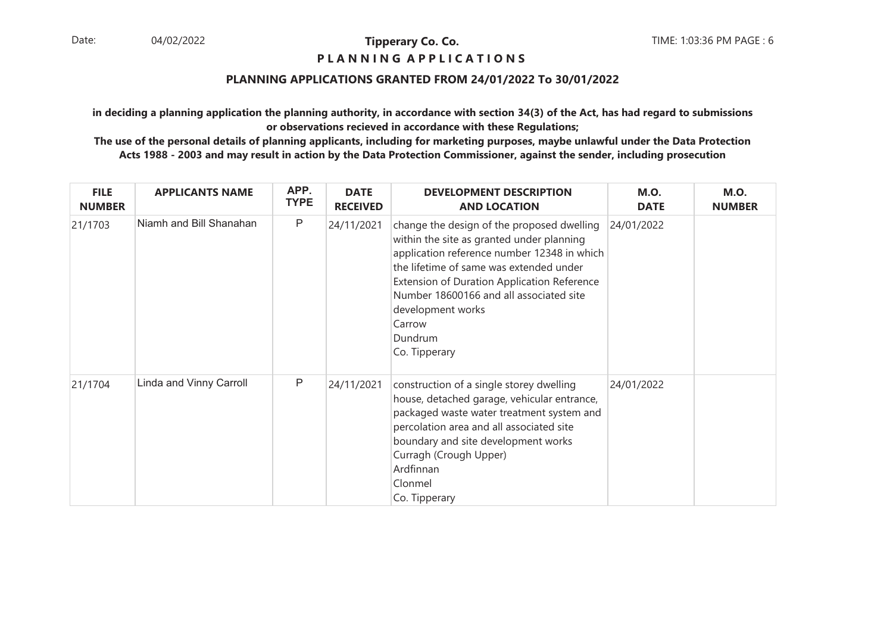**Tipperary Co. Co.**

**P L A N N I N G A P P L I C A T I O N S**

**PLANNING APPLICATIONS GRANTED FROM 24/01/2022 To 30/01/2022**

**in deciding a planning application the planning authority, in accordance with section 34(3) of the Act, has had regard to submissions or observations recieved in accordance with these Regulations;**

**The use of the personal details of planning applicants, including for marketing purposes, maybe unlawful under the Data Protection Acts 1988 - 2003 and may result in action by the Data Protection Commissioner, against the sender, including prosecution**

| FILE NUMBER | APPLICANTS NAME | APP. TYPE | DATE RECEIVED | DEVELOPMENT DESCRIPTION AND LOCATION | M.O. DATE | M.O. NUMBER |
|---|---|---|---|---|---|---|
| 21/1703 | Niamh and Bill Shanahan | P | 24/11/2021 | change the design of the proposed dwelling within the site as granted under planning application reference number 12348 in which the lifetime of same was extended under Extension of Duration Application Reference Number 18600166 and all associated site development works<br>Carrow<br>Dundrum<br>Co. Tipperary | 24/01/2022 | |
| 21/1704 | Linda and Vinny Carroll | P | 24/11/2021 | construction of a single storey dwelling house, detached garage, vehicular entrance, packaged waste water treatment system and percolation area and all associated site boundary and site development works<br>Curragh (Crough Upper)<br>Ardfinnan<br>Clonmel<br>Co. Tipperary | 24/01/2022 | |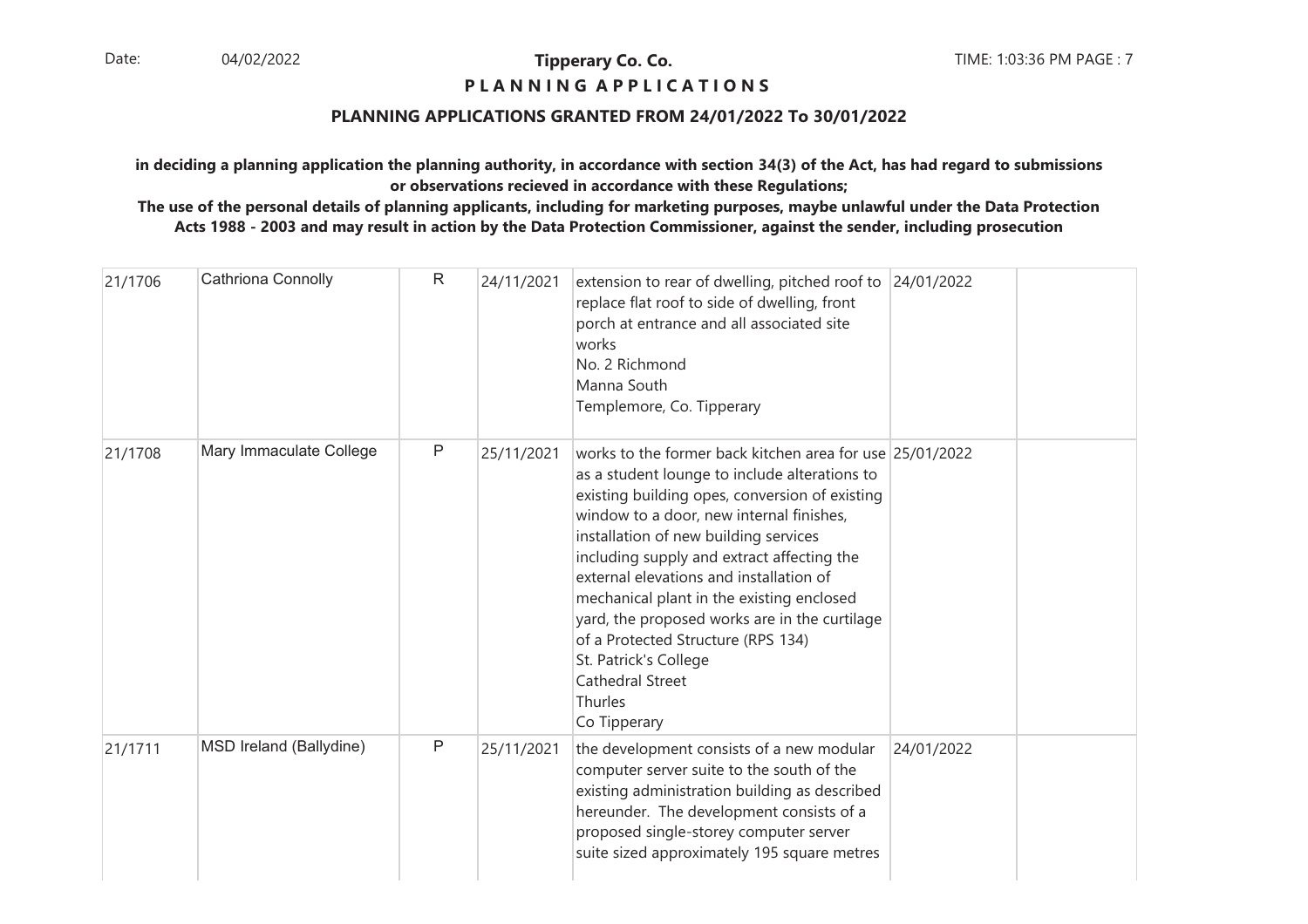**Tipperary Co. Co.**

**P L A N N I N G A P P L I C A T I O N S**

**PLANNING APPLICATIONS GRANTED FROM 24/01/2022 To 30/01/2022**

**in deciding a planning application the planning authority, in accordance with section 34(3) of the Act, has had regard to submissions or observations recieved in accordance with these Regulations;**

**The use of the personal details of planning applicants, including for marketing purposes, maybe unlawful under the Data Protection Acts 1988 - 2003 and may result in action by the Data Protection Commissioner, against the sender, including prosecution**

| | | | | | | |
|---|---|---|---|---|---|---|
| 21/1706 | Cathriona Connolly | R | 24/11/2021 | extension to rear of dwelling, pitched roof to replace flat roof to side of dwelling, front porch at entrance and all associated site works<br>No. 2 Richmond<br>Manna South<br>Templemore, Co. Tipperary | 24/01/2022 | |
| 21/1708 | Mary Immaculate College | P | 25/11/2021 | works to the former back kitchen area for use as a student lounge to include alterations to existing building opes, conversion of existing window to a door, new internal finishes, installation of new building services including supply and extract affecting the external elevations and installation of mechanical plant in the existing enclosed yard, the proposed works are in the curtilage of a Protected Structure (RPS 134)<br>St. Patrick's College<br>Cathedral Street<br>Thurles<br>Co Tipperary | 25/01/2022 | |
| 21/1711 | MSD Ireland (Ballydine) | P | 25/11/2021 | the development consists of a new modular computer server suite to the south of the existing administration building as described hereunder. The development consists of a proposed single-storey computer server suite sized approximately 195 square metres | 24/01/2022 | |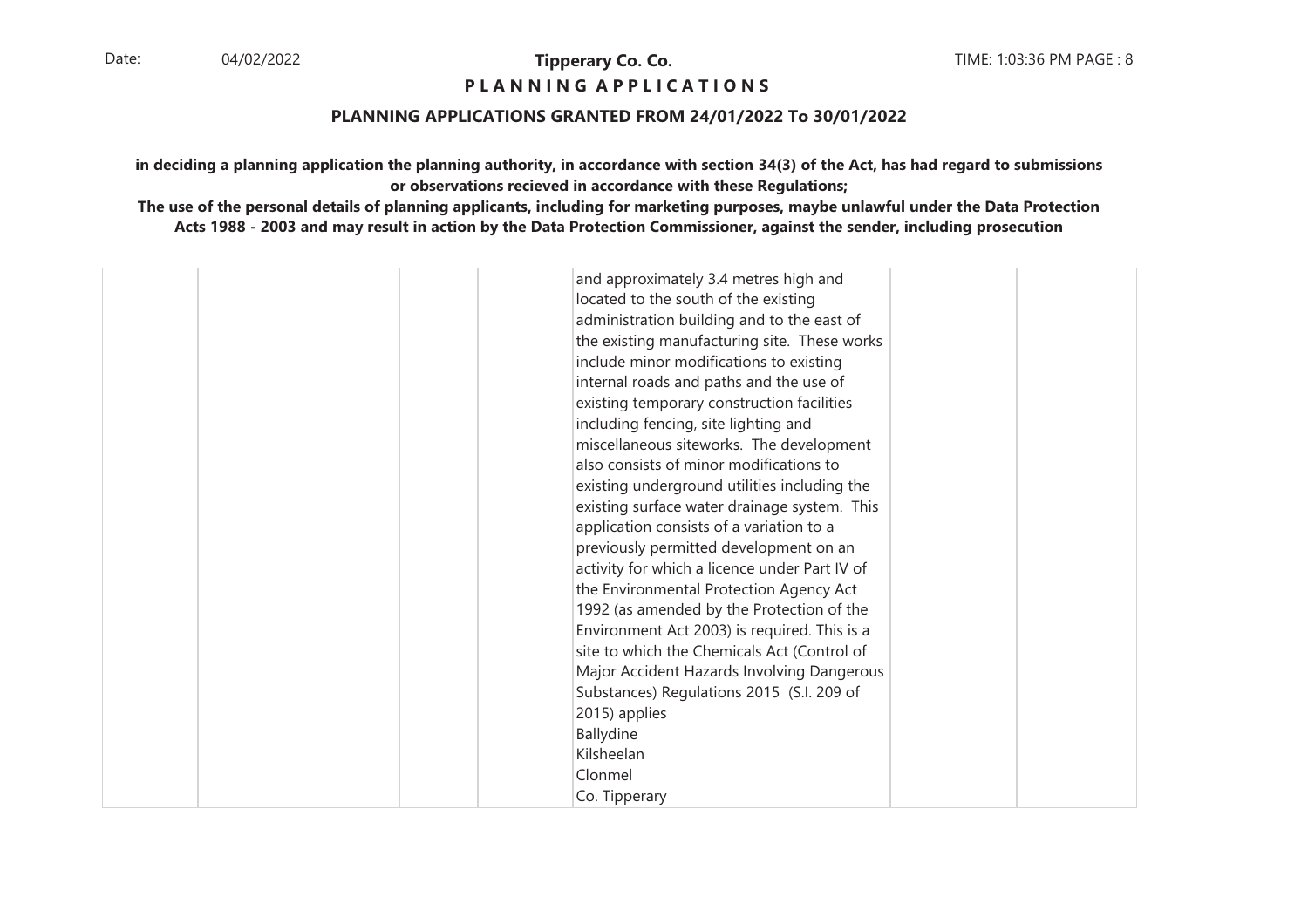**PLANNING APPLICATIONS GRANTED FROM 24/01/2022 To 30/01/2022**

**in deciding a planning application the planning authority, in accordance with section 34(3) of the Act, has had regard to submissions or observations recieved in accordance with these Regulations;**

**The use of the personal details of planning applicants, including for marketing purposes, maybe unlawful under the Data Protection Acts 1988 - 2003 and may result in action by the Data Protection Commissioner, against the sender, including prosecution**

| | | | | | | |
|---|---|---|---|---|---|---|
| | | | | and approximately 3.4 metres high and located to the south of the existing administration building and to the east of the existing manufacturing site. These works include minor modifications to existing internal roads and paths and the use of existing temporary construction facilities including fencing, site lighting and miscellaneous siteworks. The development also consists of minor modifications to existing underground utilities including the existing surface water drainage system. This application consists of a variation to a previously permitted development on an activity for which a licence under Part IV of the Environmental Protection Agency Act 1992 (as amended by the Protection of the Environment Act 2003) is required. This is a site to which the Chemicals Act (Control of Major Accident Hazards Involving Dangerous Substances) Regulations 2015 (S.I. 209 of 2015) applies<br>Ballydine<br>Kilsheelan<br>Clonmel<br>Co. Tipperary | | |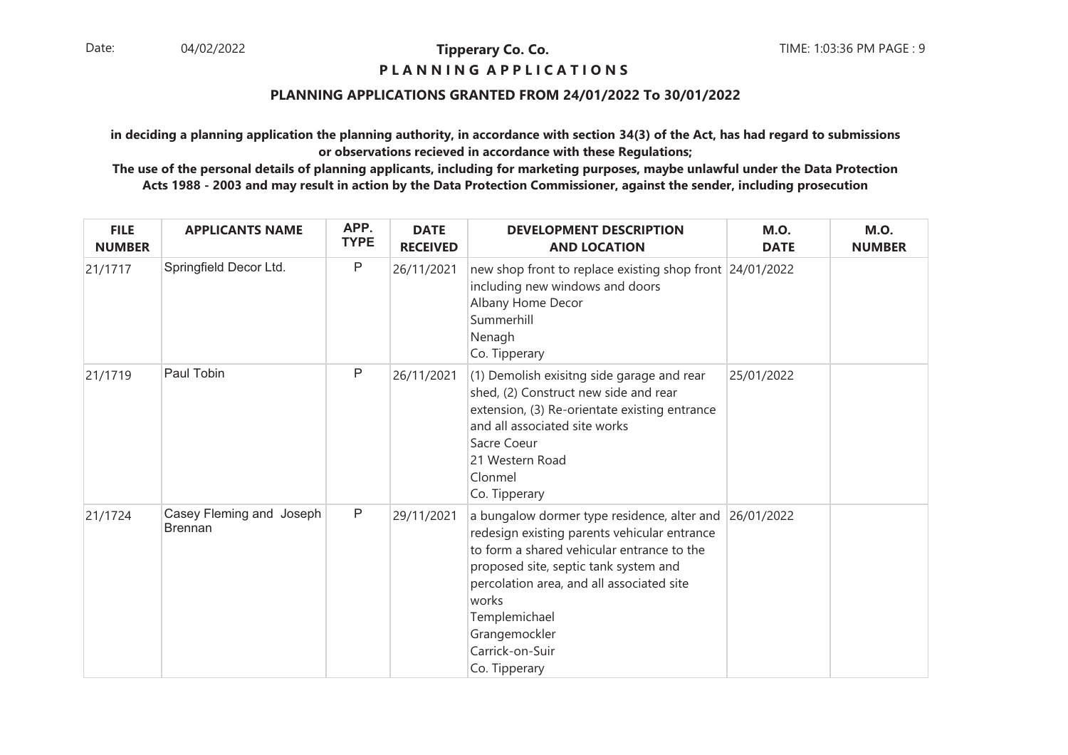**Tipperary Co. Co.**

**P L A N N I N G A P P L I C A T I O N S**

**PLANNING APPLICATIONS GRANTED FROM 24/01/2022 To 30/01/2022**

**in deciding a planning application the planning authority, in accordance with section 34(3) of the Act, has had regard to submissions or observations recieved in accordance with these Regulations;**

**The use of the personal details of planning applicants, including for marketing purposes, maybe unlawful under the Data Protection Acts 1988 - 2003 and may result in action by the Data Protection Commissioner, against the sender, including prosecution**

| FILE NUMBER | APPLICANTS NAME | APP. TYPE | DATE RECEIVED | DEVELOPMENT DESCRIPTION AND LOCATION | M.O. DATE | M.O. NUMBER |
|---|---|---|---|---|---|---|
| 21/1717 | Springfield Decor Ltd. | P | 26/11/2021 | new shop front to replace existing shop front including new windows and doors<br>Albany Home Decor<br>Summerhill<br>Nenagh<br>Co. Tipperary | 24/01/2022 | |
| 21/1719 | Paul Tobin | P | 26/11/2021 | (1) Demolish exisitng side garage and rear shed, (2) Construct new side and rear extension, (3) Re-orientate existing entrance and all associated site works<br>Sacre Coeur<br>21 Western Road<br>Clonmel<br>Co. Tipperary | 25/01/2022 | |
| 21/1724 | Casey Fleming and Joseph Brennan | P | 29/11/2021 | a bungalow dormer type residence, alter and redesign existing parents vehicular entrance to form a shared vehicular entrance to the proposed site, septic tank system and percolation area, and all associated site works<br>Templemichael<br>Grangemockler<br>Carrick-on-Suir<br>Co. Tipperary | 26/01/2022 | |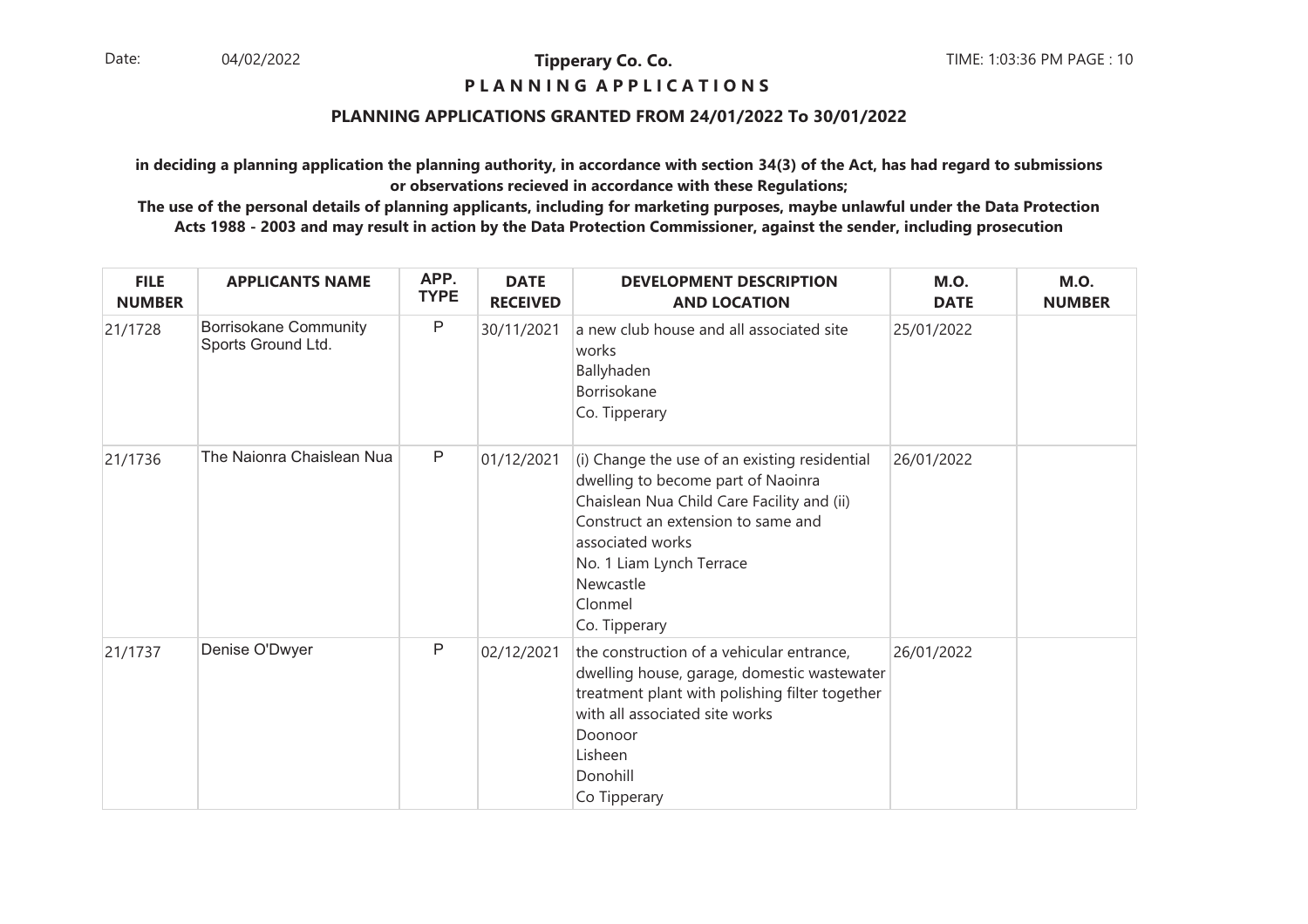**Tipperary Co. Co.**

**P L A N N I N G A P P L I C A T I O N S**

**PLANNING APPLICATIONS GRANTED FROM 24/01/2022 To 30/01/2022**

**in deciding a planning application the planning authority, in accordance with section 34(3) of the Act, has had regard to submissions or observations recieved in accordance with these Regulations;**

**The use of the personal details of planning applicants, including for marketing purposes, maybe unlawful under the Data Protection Acts 1988 - 2003 and may result in action by the Data Protection Commissioner, against the sender, including prosecution**

| FILE NUMBER | APPLICANTS NAME | APP. TYPE | DATE RECEIVED | DEVELOPMENT DESCRIPTION AND LOCATION | M.O. DATE | M.O. NUMBER |
|---|---|---|---|---|---|---|
| 21/1728 | Borrisokane Community Sports Ground Ltd. | P | 30/11/2021 | a new club house and all associated site works Ballyhaden Borrisokane Co. Tipperary | 25/01/2022 | |
| 21/1736 | The Naionra Chaislean Nua | P | 01/12/2021 | (i) Change the use of an existing residential dwelling to become part of Naoinra Chaislean Nua Child Care Facility and (ii) Construct an extension to same and associated works No. 1 Liam Lynch Terrace Newcastle Clonmel Co. Tipperary | 26/01/2022 | |
| 21/1737 | Denise O'Dwyer | P | 02/12/2021 | the construction of a vehicular entrance, dwelling house, garage, domestic wastewater treatment plant with polishing filter together with all associated site works Doonoor Lisheen Donohill Co Tipperary | 26/01/2022 | |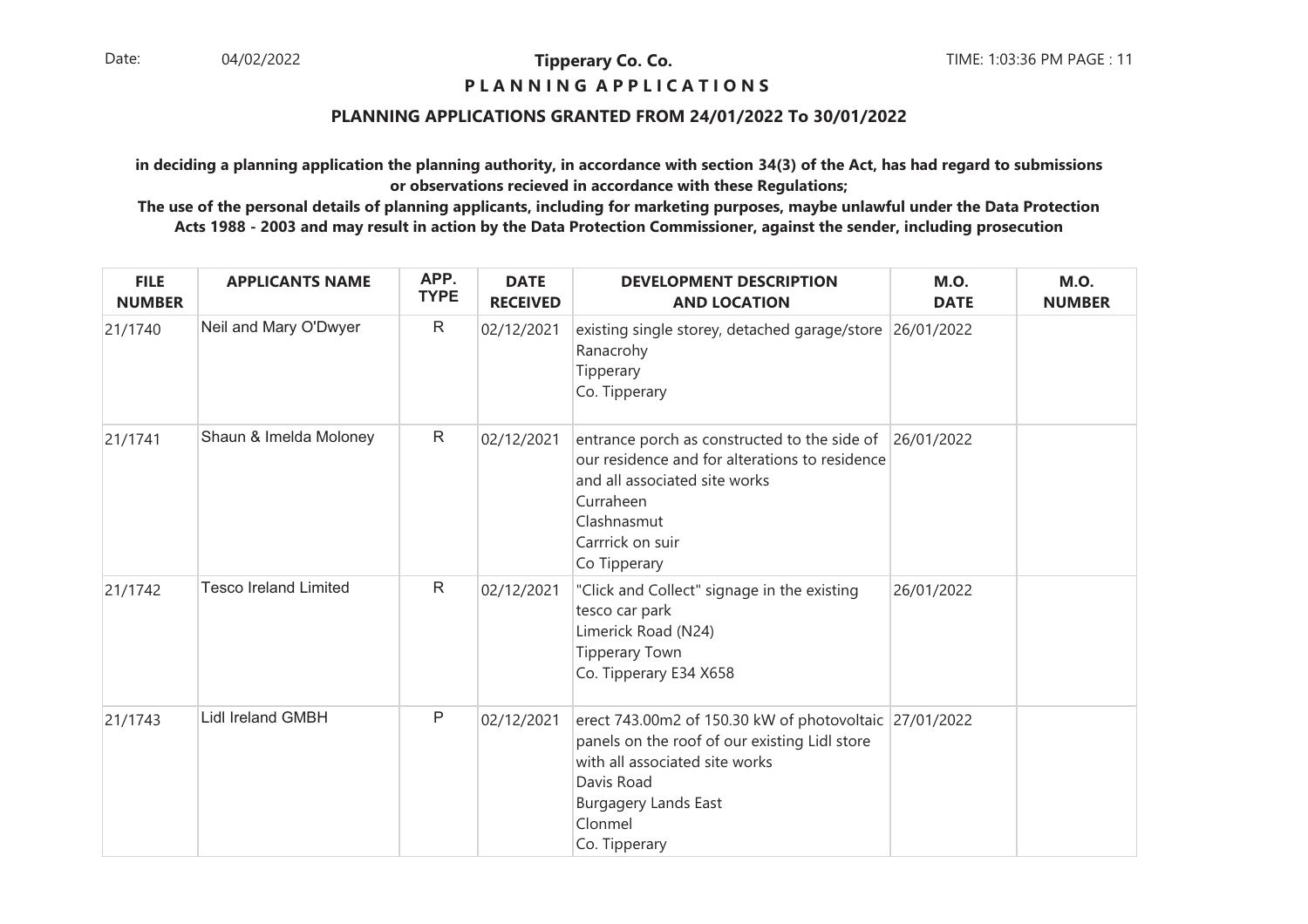**Tipperary Co. Co.**

**P L A N N I N G A P P L I C A T I O N S**

**PLANNING APPLICATIONS GRANTED FROM 24/01/2022 To 30/01/2022**

**in deciding a planning application the planning authority, in accordance with section 34(3) of the Act, has had regard to submissions or observations recieved in accordance with these Regulations;**

**The use of the personal details of planning applicants, including for marketing purposes, maybe unlawful under the Data Protection Acts 1988 - 2003 and may result in action by the Data Protection Commissioner, against the sender, including prosecution**

| FILE NUMBER | APPLICANTS NAME | APP. TYPE | DATE RECEIVED | DEVELOPMENT DESCRIPTION AND LOCATION | M.O. DATE | M.O. NUMBER |
|---|---|---|---|---|---|---|
| 21/1740 | Neil and Mary O'Dwyer | R | 02/12/2021 | existing single storey, detached garage/store<br>Ranacrohy<br>Tipperary<br>Co. Tipperary | 26/01/2022 | |
| 21/1741 | Shaun & Imelda Moloney | R | 02/12/2021 | entrance porch as constructed to the side of our residence and for alterations to residence and all associated site works<br>Curraheen<br>Clashnasmut<br>Carrrick on suir<br>Co Tipperary | 26/01/2022 | |
| 21/1742 | Tesco Ireland Limited | R | 02/12/2021 | "Click and Collect" signage in the existing tesco car park<br>Limerick Road (N24)<br>Tipperary Town<br>Co. Tipperary E34 X658 | 26/01/2022 | |
| 21/1743 | Lidl Ireland GMBH | P | 02/12/2021 | erect 743.00m2 of 150.30 kW of photovoltaic panels on the roof of our existing Lidl store with all associated site works<br>Davis Road<br>Burgagery Lands East<br>Clonmel<br>Co. Tipperary | 27/01/2022 | |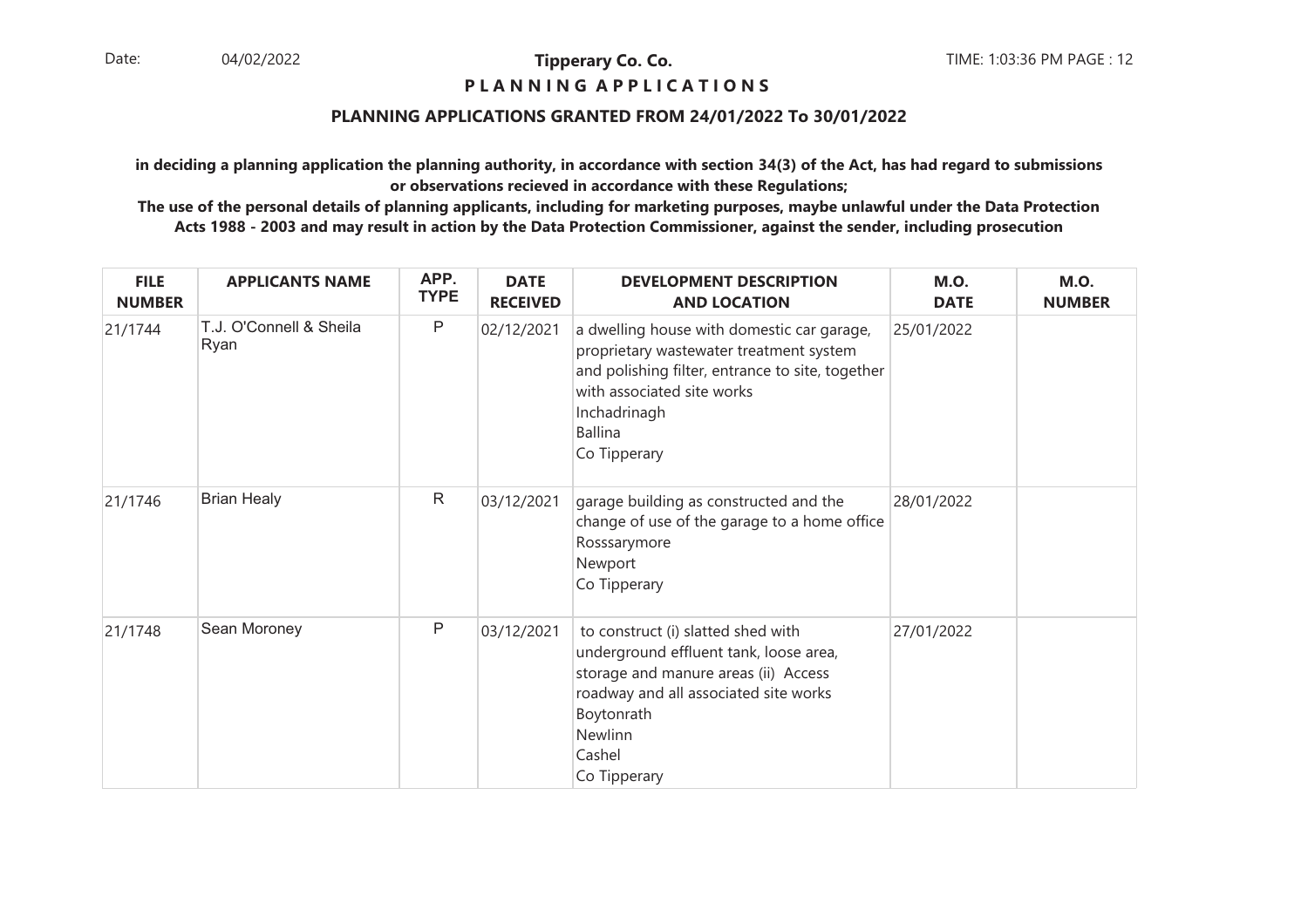## Tipperary Co. Co.

**P L A N N I N G A P P L I C A T I O N S**

**PLANNING APPLICATIONS GRANTED FROM 24/01/2022 To 30/01/2022**

**in deciding a planning application the planning authority, in accordance with section 34(3) of the Act, has had regard to submissions or observations recieved in accordance with these Regulations;**

**The use of the personal details of planning applicants, including for marketing purposes, maybe unlawful under the Data Protection Acts 1988 - 2003 and may result in action by the Data Protection Commissioner, against the sender, including prosecution**

| FILE NUMBER | APPLICANTS NAME | APP. TYPE | DATE RECEIVED | DEVELOPMENT DESCRIPTION AND LOCATION | M.O. DATE | M.O. NUMBER |
|---|---|---|---|---|---|---|
| 21/1744 | T.J. O'Connell & Sheila Ryan | P | 02/12/2021 | a dwelling house with domestic car garage, proprietary wastewater treatment system and polishing filter, entrance to site, together with associated site works<br>Inchadrinagh<br>Ballina<br>Co Tipperary | 25/01/2022 | |
| 21/1746 | Brian Healy | R | 03/12/2021 | garage building as constructed and the change of use of the garage to a home office<br>Rosssarymore<br>Newport<br>Co Tipperary | 28/01/2022 | |
| 21/1748 | Sean Moroney | P | 03/12/2021 | to construct (i) slatted shed with underground effluent tank, loose area, storage and manure areas (ii) Access roadway and all associated site works<br>Boytonrath<br>Newlinn<br>Cashel<br>Co Tipperary | 27/01/2022 | |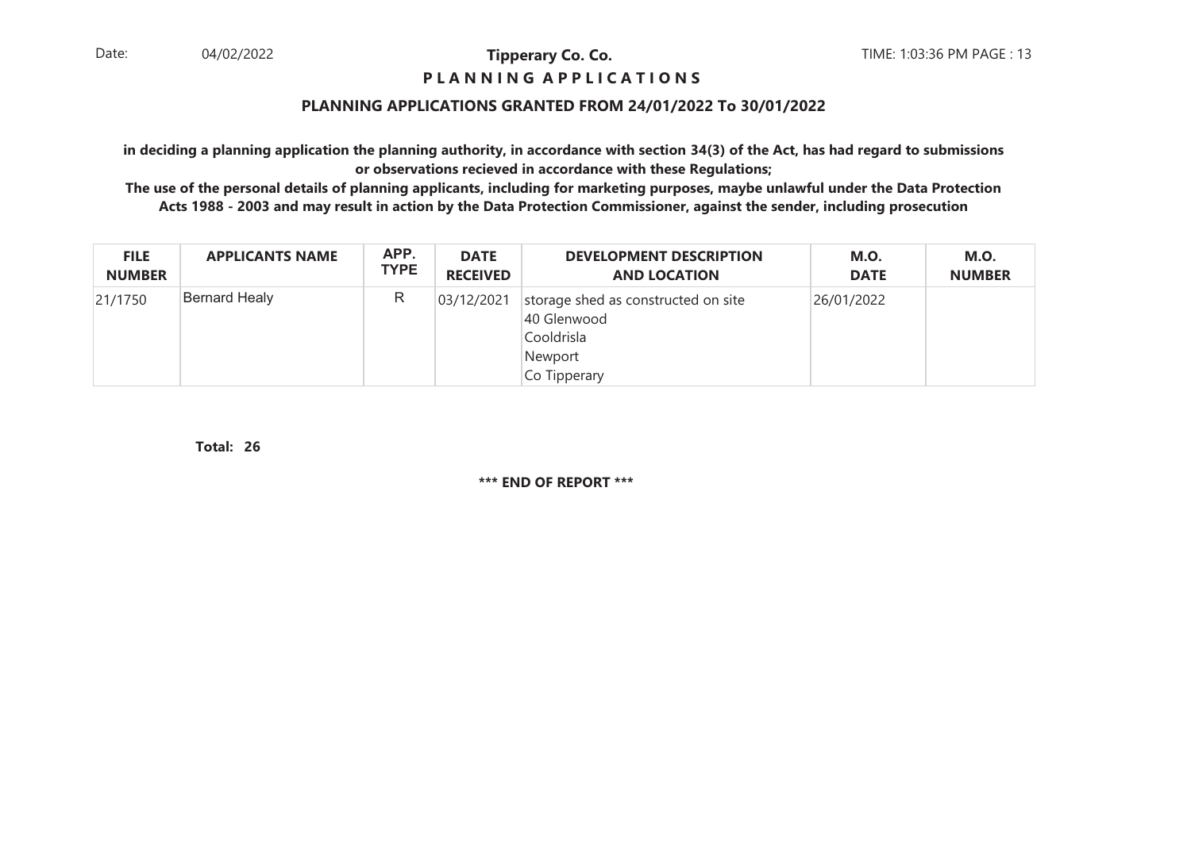**Tipperary Co. Co.**

**P L A N N I N G  A P P L I C A T I O N S**

**PLANNING APPLICATIONS GRANTED FROM 24/01/2022 To 30/01/2022**

**in deciding a planning application the planning authority, in accordance with section 34(3) of the Act, has had regard to submissions or observations recieved in accordance with these Regulations;**

**The use of the personal details of planning applicants, including for marketing purposes, maybe unlawful under the Data Protection Acts 1988 - 2003 and may result in action by the Data Protection Commissioner, against the sender, including prosecution**

| FILE NUMBER | APPLICANTS NAME | APP. TYPE | DATE RECEIVED | DEVELOPMENT DESCRIPTION AND LOCATION | M.O. DATE | M.O. NUMBER |
|---|---|---|---|---|---|---|
| 21/1750 | Bernard Healy | R | 03/12/2021 | storage shed as constructed on site<br>40 Glenwood<br>Cooldrisla<br>Newport<br>Co Tipperary | 26/01/2022 | |

**Total: 26**

**\*\*\* END OF REPORT \*\*\***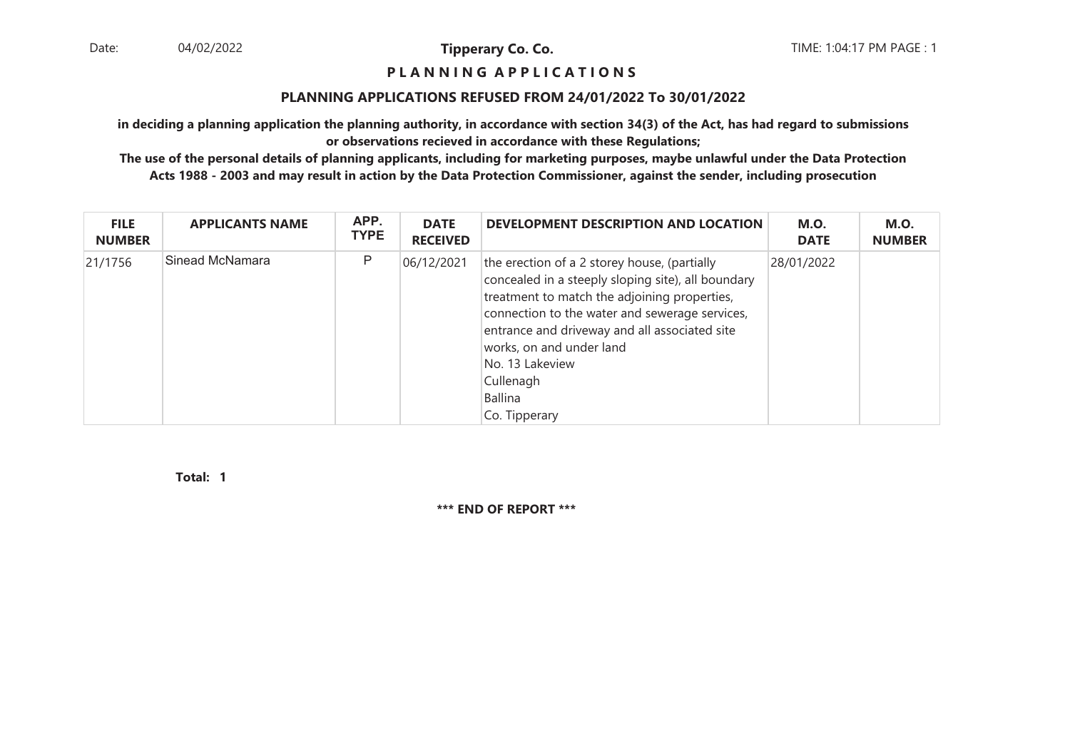Date: 04/02/2022 **Tipperary Co. Co.** TIME: 1:04:17 PM PAGE : 1

**P L A N N I N G A P P L I C A T I O N S**

**PLANNING APPLICATIONS REFUSED FROM 24/01/2022 To 30/01/2022**

**in deciding a planning application the planning authority, in accordance with section 34(3) of the Act, has had regard to submissions or observations recieved in accordance with these Regulations;**

**The use of the personal details of planning applicants, including for marketing purposes, maybe unlawful under the Data Protection Acts 1988 - 2003 and may result in action by the Data Protection Commissioner, against the sender, including prosecution**

| FILE NUMBER | APPLICANTS NAME | APP. TYPE | DATE RECEIVED | DEVELOPMENT DESCRIPTION AND LOCATION | M.O. DATE | M.O. NUMBER |
|---|---|---|---|---|---|---|
| 21/1756 | Sinead McNamara | P | 06/12/2021 | the erection of a 2 storey house, (partially concealed in a steeply sloping site), all boundary treatment to match the adjoining properties, connection to the water and sewerage services, entrance and driveway and all associated site works, on and under land No. 13 Lakeview Cullenagh Ballina Co. Tipperary | 28/01/2022 | |

**Total: 1**

**\*\*\* END OF REPORT \*\*\***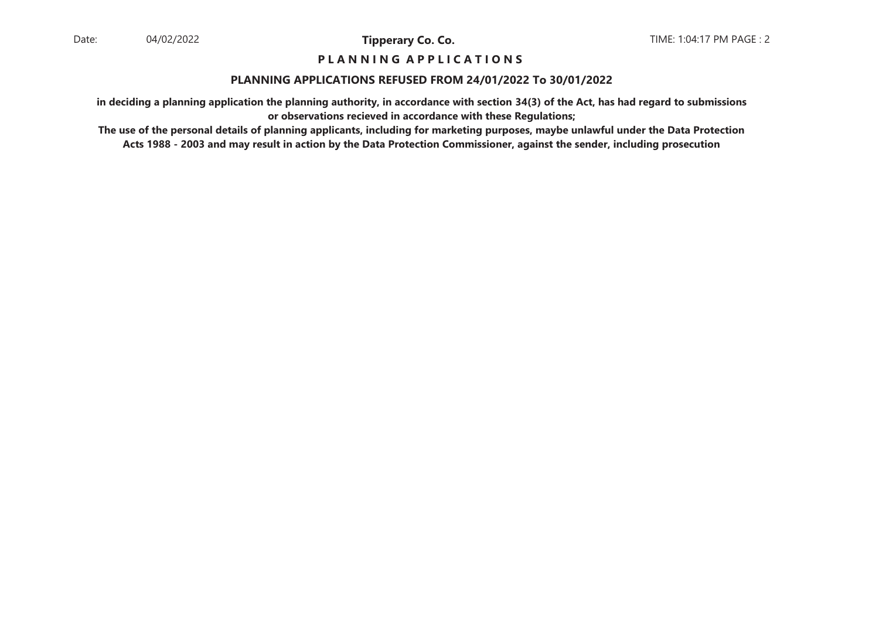# PLANNING APPLICATIONS

## PLANNING APPLICATIONS REFUSED FROM 24/01/2022 To 30/01/2022

**in deciding a planning application the planning authority, in accordance with section 34(3) of the Act, has had regard to submissions or observations recieved in accordance with these Regulations;**

**The use of the personal details of planning applicants, including for marketing purposes, maybe unlawful under the Data Protection Acts 1988 - 2003 and may result in action by the Data Protection Commissioner, against the sender, including prosecution**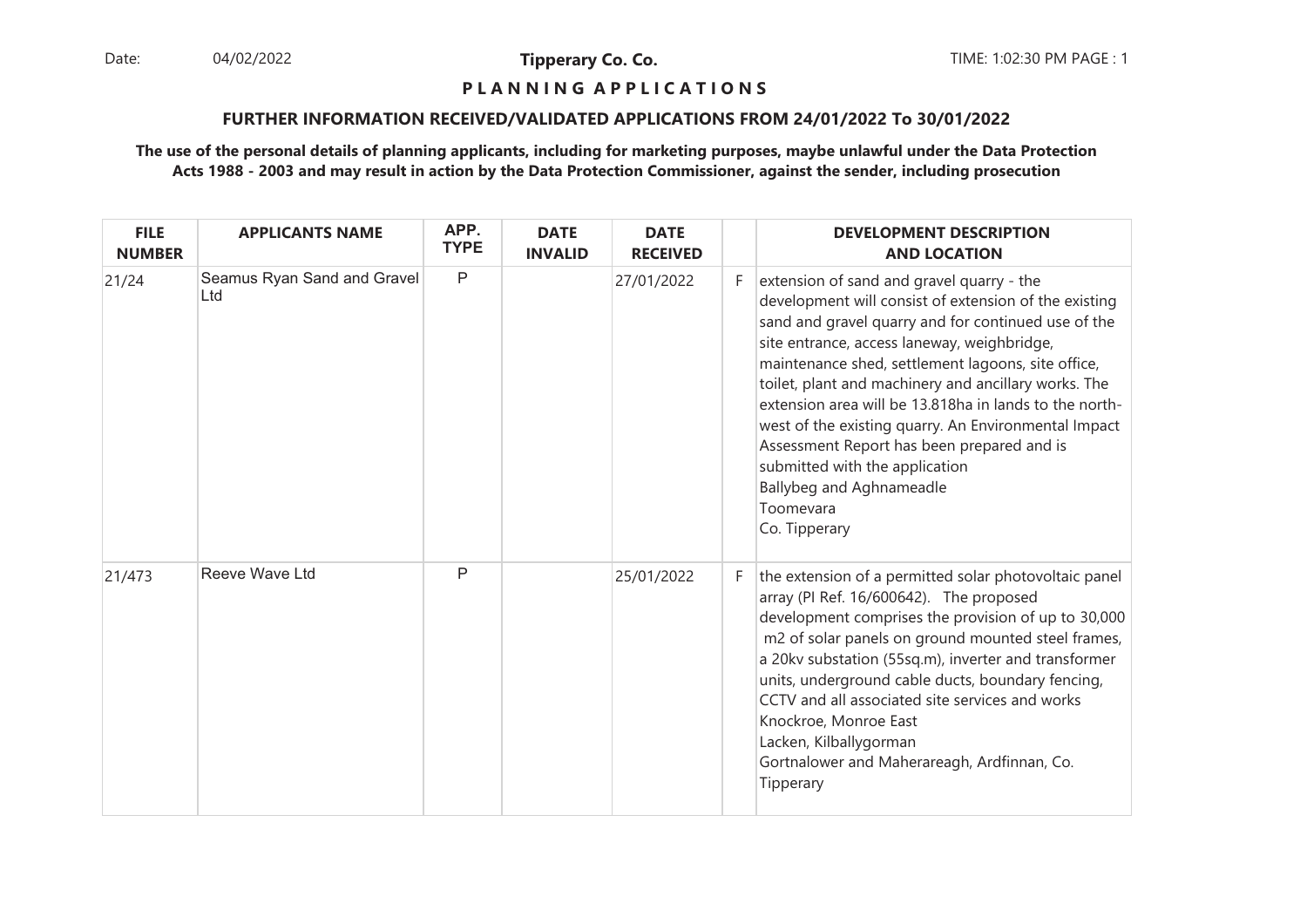**Tipperary Co. Co.**

**P L A N N I N G A P P L I C A T I O N S**

**FURTHER INFORMATION RECEIVED/VALIDATED APPLICATIONS FROM 24/01/2022 To 30/01/2022**

**The use of the personal details of planning applicants, including for marketing purposes, maybe unlawful under the Data Protection Acts 1988 - 2003 and may result in action by the Data Protection Commissioner, against the sender, including prosecution**

| FILE NUMBER | APPLICANTS NAME | APP. TYPE | DATE INVALID | DATE RECEIVED | | DEVELOPMENT DESCRIPTION AND LOCATION |
|---|---|---|---|---|---|---|
| 21/24 | Seamus Ryan Sand and Gravel Ltd | P | | 27/01/2022 | F | extension of sand and gravel quarry - the development will consist of extension of the existing sand and gravel quarry and for continued use of the site entrance, access laneway, weighbridge, maintenance shed, settlement lagoons, site office, toilet, plant and machinery and ancillary works. The extension area will be 13.818ha in lands to the north-west of the existing quarry. An Environmental Impact Assessment Report has been prepared and is submitted with the application<br>Ballybeg and Aghnameadle<br>Toomevara<br>Co. Tipperary |
| 21/473 | Reeve Wave Ltd | P | | 25/01/2022 | F | the extension of a permitted solar photovoltaic panel array (Pl Ref. 16/600642). The proposed development comprises the provision of up to 30,000 m2 of solar panels on ground mounted steel frames, a 20kv substation (55sq.m), inverter and transformer units, underground cable ducts, boundary fencing, CCTV and all associated site services and works<br>Knockroe, Monroe East<br>Lacken, Kilballygorman<br>Gortnalower and Maherareagh, Ardfinnan, Co. Tipperary |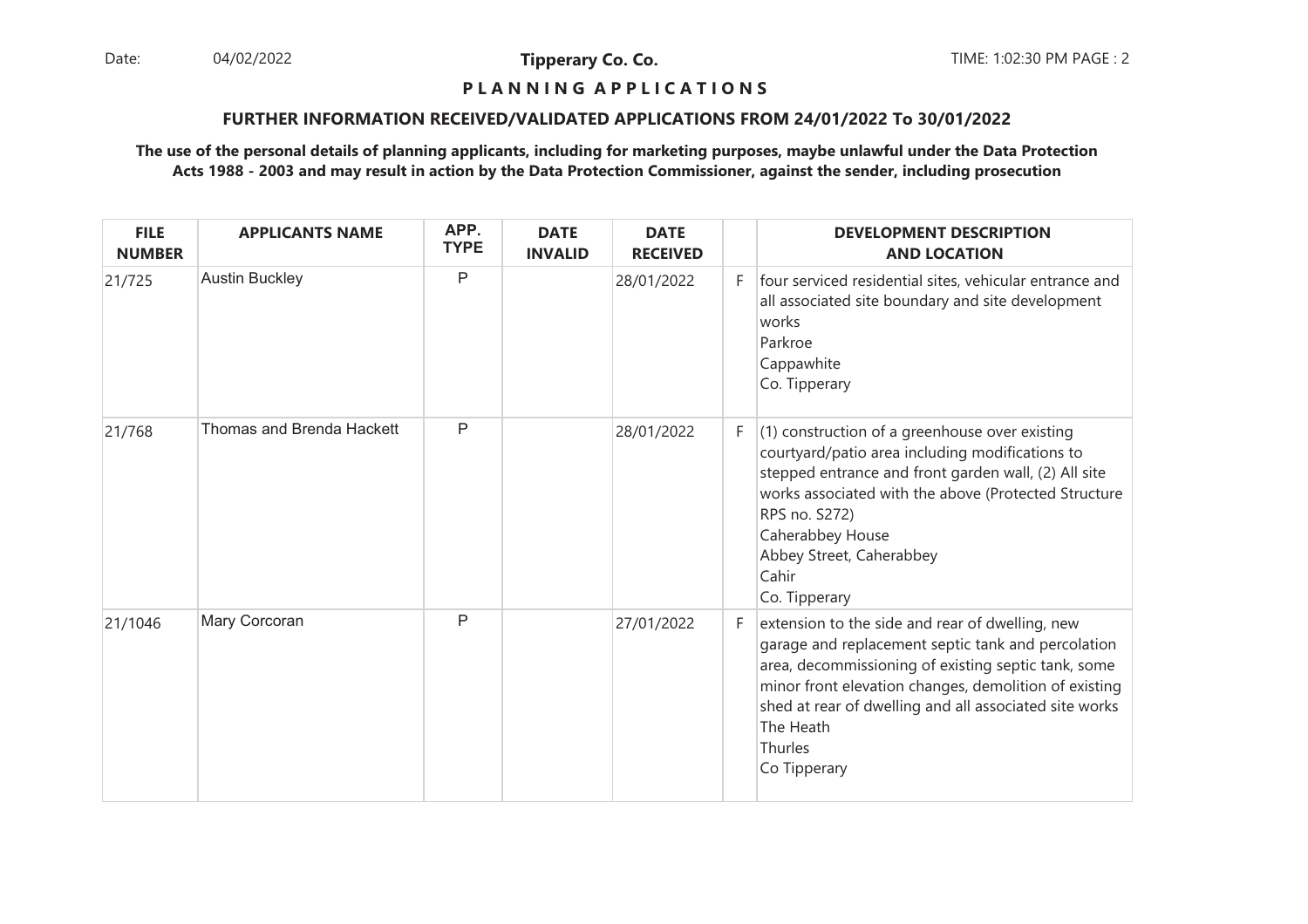**Tipperary Co. Co.**

**P L A N N I N G A P P L I C A T I O N S**

**FURTHER INFORMATION RECEIVED/VALIDATED APPLICATIONS FROM 24/01/2022 To 30/01/2022**

**The use of the personal details of planning applicants, including for marketing purposes, maybe unlawful under the Data Protection Acts 1988 - 2003 and may result in action by the Data Protection Commissioner, against the sender, including prosecution**

| FILE NUMBER | APPLICANTS NAME | APP. TYPE | DATE INVALID | DATE RECEIVED | | DEVELOPMENT DESCRIPTION AND LOCATION |
|---|---|---|---|---|---|---|
| 21/725 | Austin Buckley | P | | 28/01/2022 | F | four serviced residential sites, vehicular entrance and all associated site boundary and site development works<br>Parkroe<br>Cappawhite<br>Co. Tipperary |
| 21/768 | Thomas and Brenda Hackett | P | | 28/01/2022 | F | (1) construction of a greenhouse over existing courtyard/patio area including modifications to stepped entrance and front garden wall, (2) All site works associated with the above (Protected Structure RPS no. S272)<br>Caherabbey House<br>Abbey Street, Caherabbey<br>Cahir<br>Co. Tipperary |
| 21/1046 | Mary Corcoran | P | | 27/01/2022 | F | extension to the side and rear of dwelling, new garage and replacement septic tank and percolation area, decommissioning of existing septic tank, some minor front elevation changes, demolition of existing shed at rear of dwelling and all associated site works<br>The Heath<br>Thurles<br>Co Tipperary |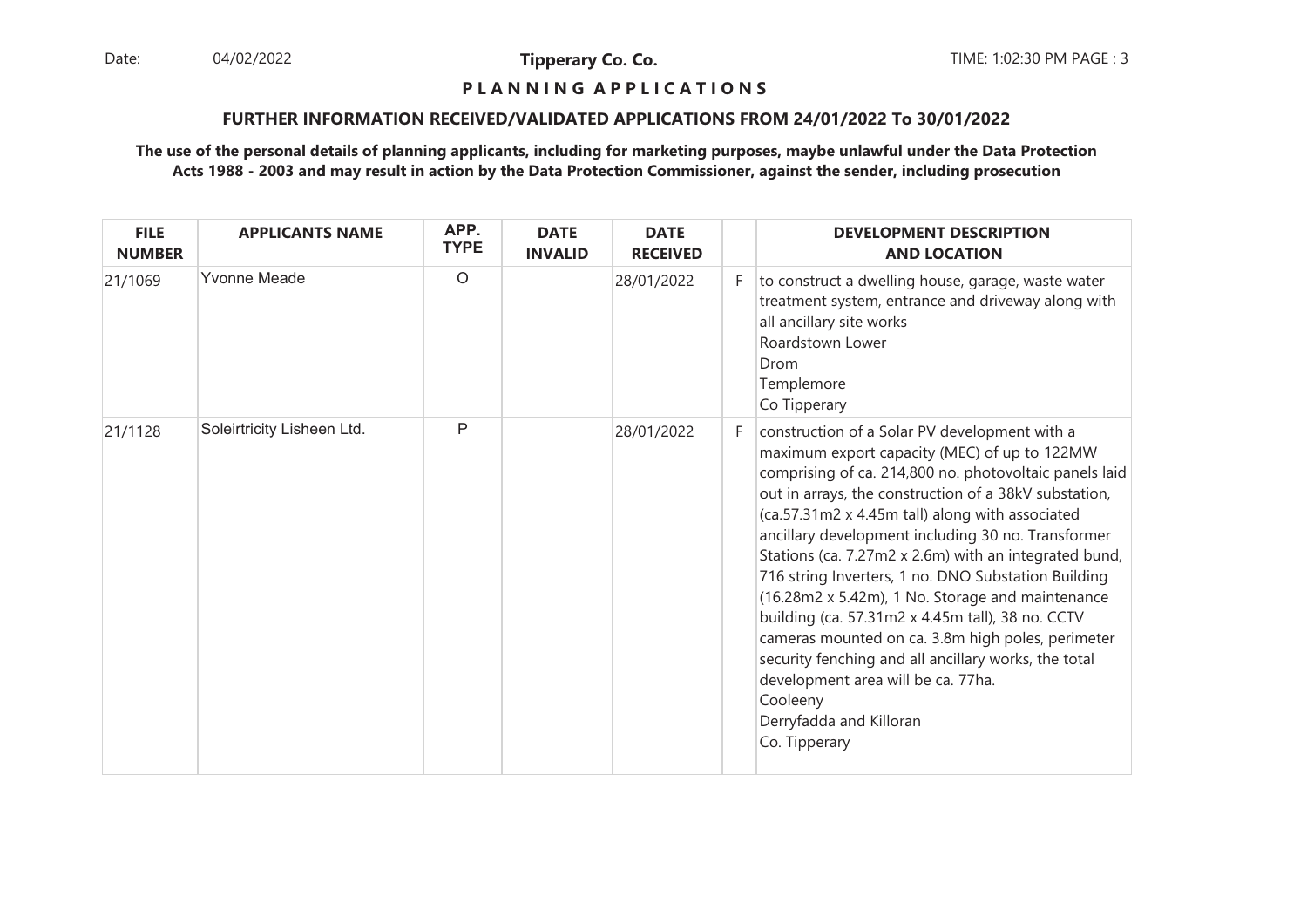**Tipperary Co. Co.**

**P L A N N I N G  A P P L I C A T I O N S**

**FURTHER INFORMATION RECEIVED/VALIDATED APPLICATIONS FROM 24/01/2022 To 30/01/2022**

**The use of the personal details of planning applicants, including for marketing purposes, maybe unlawful under the Data Protection Acts 1988 - 2003 and may result in action by the Data Protection Commissioner, against the sender, including prosecution**

| FILE NUMBER | APPLICANTS NAME | APP. TYPE | DATE INVALID | DATE RECEIVED | | DEVELOPMENT DESCRIPTION AND LOCATION |
|---|---|---|---|---|---|---|
| 21/1069 | Yvonne Meade | O | | 28/01/2022 | F | to construct a dwelling house, garage, waste water treatment system, entrance and driveway along with all ancillary site works<br>Roardstown Lower<br>Drom<br>Templemore<br>Co Tipperary |
| 21/1128 | Soleirtricity Lisheen Ltd. | P | | 28/01/2022 | F | construction of a Solar PV development with a maximum export capacity (MEC) of up to 122MW comprising of ca. 214,800 no. photovoltaic panels laid out in arrays, the construction of a 38kV substation, (ca.57.31m2 x 4.45m tall) along with associated ancillary development including 30 no. Transformer Stations (ca. 7.27m2 x 2.6m) with an integrated bund, 716 string Inverters, 1 no. DNO Substation Building (16.28m2 x 5.42m), 1 No. Storage and maintenance building (ca. 57.31m2 x 4.45m tall), 38 no. CCTV cameras mounted on ca. 3.8m high poles, perimeter security fenching and all ancillary works, the total development area will be ca. 77ha.<br>Cooleeny<br>Derryfadda and Killoran<br>Co. Tipperary |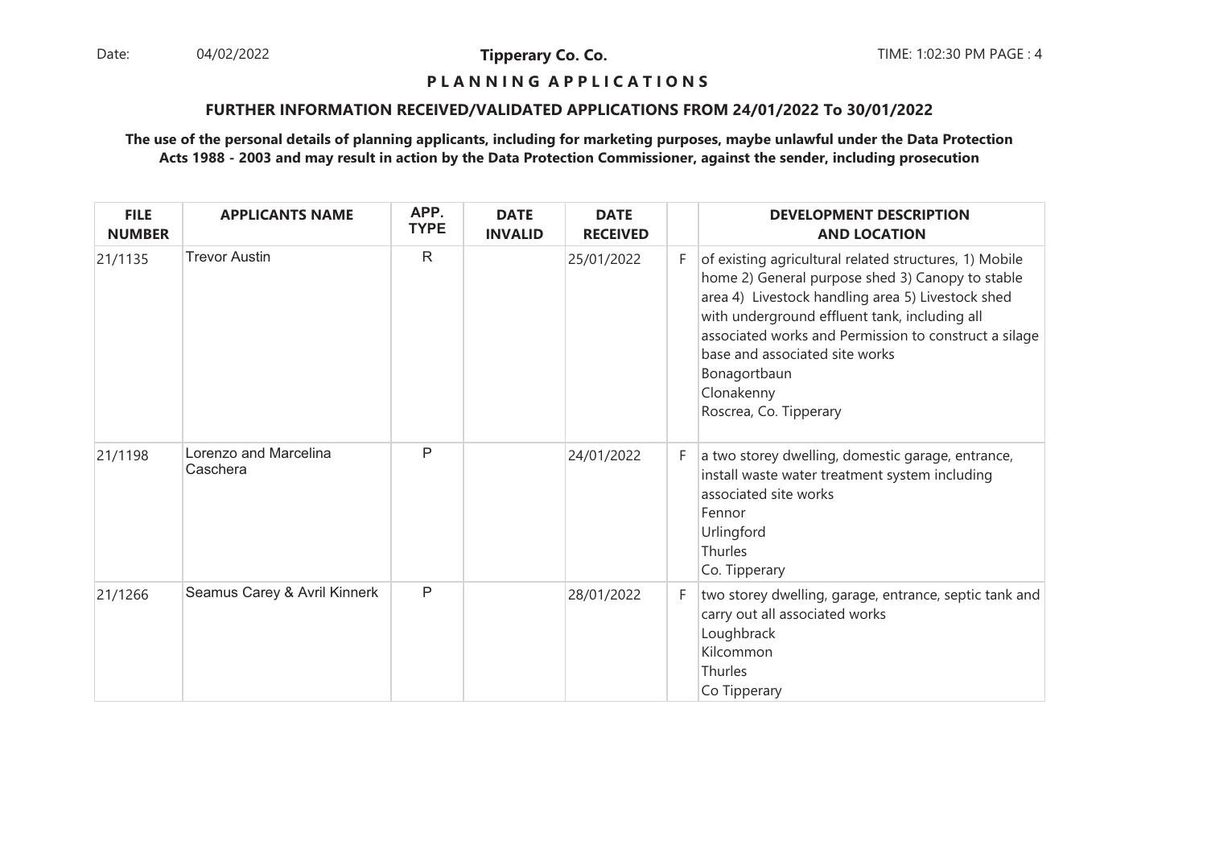**Tipperary Co. Co.**

**P L A N N I N G  A P P L I C A T I O N S**

**FURTHER INFORMATION RECEIVED/VALIDATED APPLICATIONS FROM 24/01/2022 To 30/01/2022**

**The use of the personal details of planning applicants, including for marketing purposes, maybe unlawful under the Data Protection Acts 1988 - 2003 and may result in action by the Data Protection Commissioner, against the sender, including prosecution**

| FILE NUMBER | APPLICANTS NAME | APP. TYPE | DATE INVALID | DATE RECEIVED | | DEVELOPMENT DESCRIPTION AND LOCATION |
|---|---|---|---|---|---|---|
| 21/1135 | Trevor Austin | R | | 25/01/2022 | F | of existing agricultural related structures, 1) Mobile home 2) General purpose shed 3) Canopy to stable area 4) Livestock handling area 5) Livestock shed with underground effluent tank, including all associated works and Permission to construct a silage base and associated site works<br>Bonagortbaun<br>Clonakenny<br>Roscrea, Co. Tipperary |
| 21/1198 | Lorenzo and Marcelina Caschera | P | | 24/01/2022 | F | a two storey dwelling, domestic garage, entrance, install waste water treatment system including associated site works<br>Fennor<br>Urlingford<br>Thurles<br>Co. Tipperary |
| 21/1266 | Seamus Carey & Avril Kinnerk | P | | 28/01/2022 | F | two storey dwelling, garage, entrance, septic tank and carry out all associated works<br>Loughbrack<br>Kilcommon<br>Thurles<br>Co Tipperary |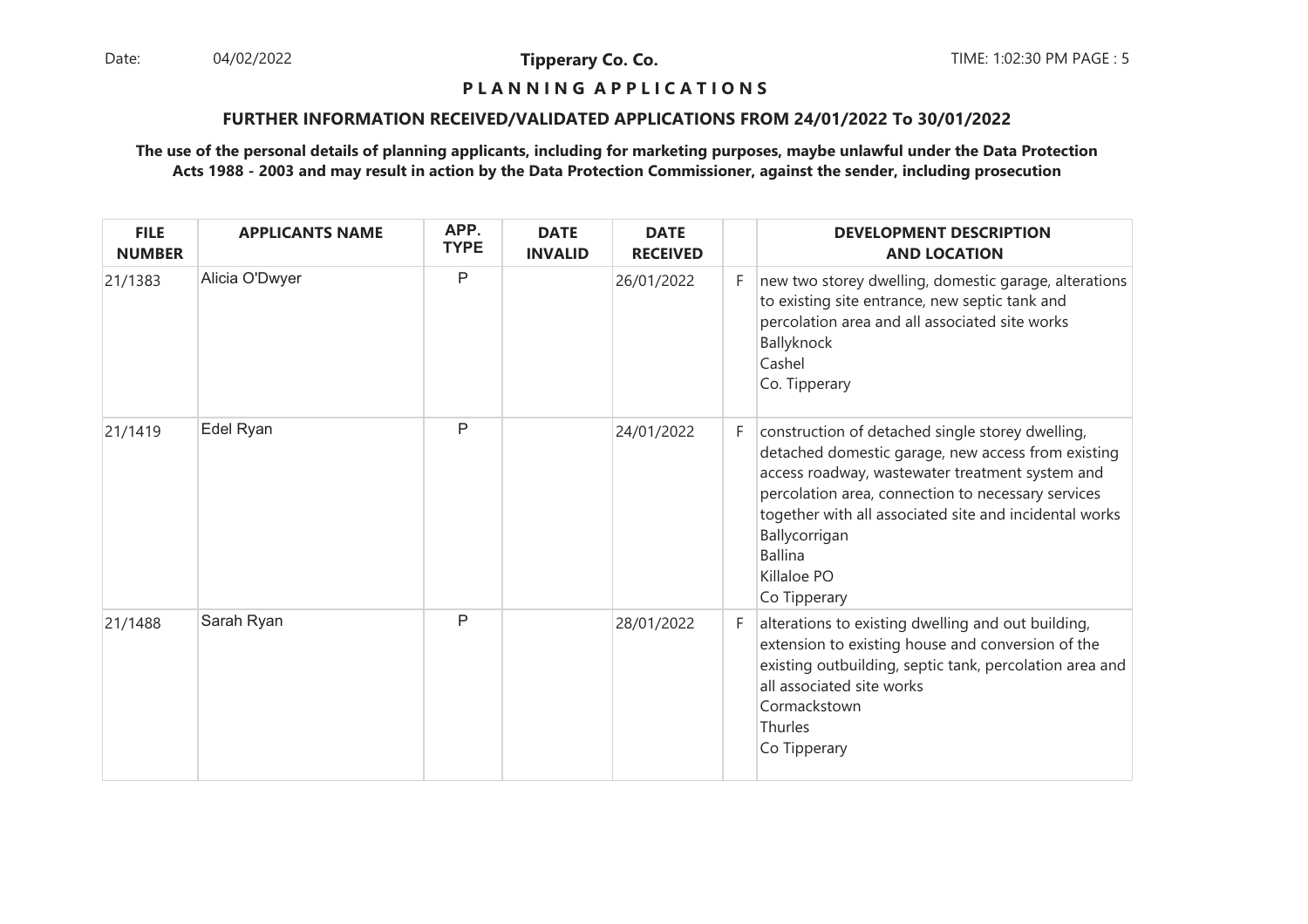**Tipperary Co. Co.**

**P L A N N I N G A P P L I C A T I O N S**

**FURTHER INFORMATION RECEIVED/VALIDATED APPLICATIONS FROM 24/01/2022 To 30/01/2022**

**The use of the personal details of planning applicants, including for marketing purposes, maybe unlawful under the Data Protection Acts 1988 - 2003 and may result in action by the Data Protection Commissioner, against the sender, including prosecution**

| FILE NUMBER | APPLICANTS NAME | APP. TYPE | DATE INVALID | DATE RECEIVED | | DEVELOPMENT DESCRIPTION AND LOCATION |
|---|---|---|---|---|---|---|
| 21/1383 | Alicia O'Dwyer | P | | 26/01/2022 | F | new two storey dwelling, domestic garage, alterations to existing site entrance, new septic tank and percolation area and all associated site works Ballyknock Cashel Co. Tipperary |
| 21/1419 | Edel Ryan | P | | 24/01/2022 | F | construction of detached single storey dwelling, detached domestic garage, new access from existing access roadway, wastewater treatment system and percolation area, connection to necessary services together with all associated site and incidental works Ballycorrigan Ballina Killaloe PO Co Tipperary |
| 21/1488 | Sarah Ryan | P | | 28/01/2022 | F | alterations to existing dwelling and out building, extension to existing house and conversion of the existing outbuilding, septic tank, percolation area and all associated site works Cormackstown Thurles Co Tipperary |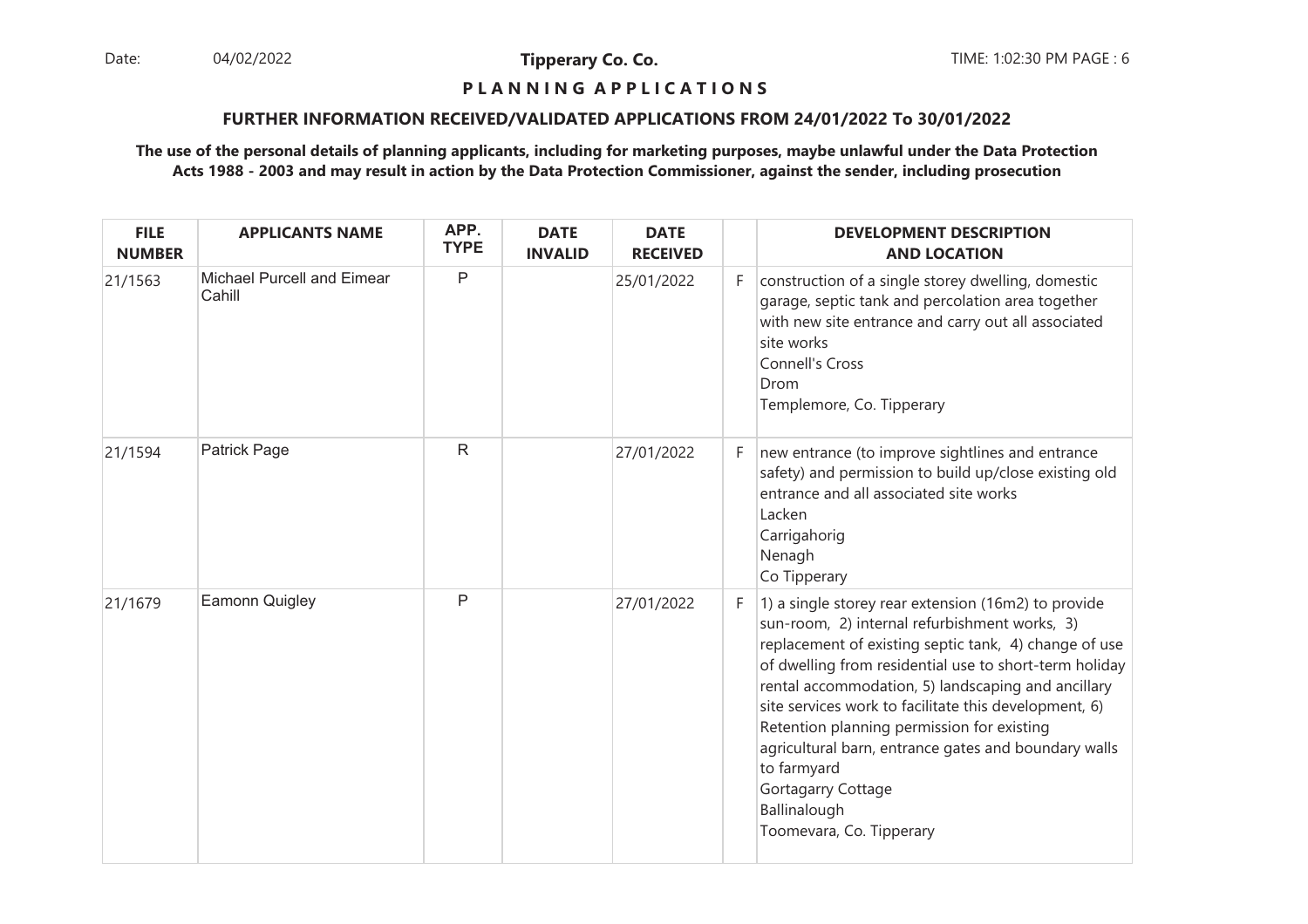**Tipperary Co. Co.**

**P L A N N I N G  A P P L I C A T I O N S**

**FURTHER INFORMATION RECEIVED/VALIDATED APPLICATIONS FROM 24/01/2022 To 30/01/2022**

**The use of the personal details of planning applicants, including for marketing purposes, maybe unlawful under the Data Protection Acts 1988 - 2003 and may result in action by the Data Protection Commissioner, against the sender, including prosecution**

| FILE NUMBER | APPLICANTS NAME | APP. TYPE | DATE INVALID | DATE RECEIVED | | DEVELOPMENT DESCRIPTION AND LOCATION |
|---|---|---|---|---|---|---|
| 21/1563 | Michael Purcell and Eimear Cahill | P | | 25/01/2022 | F | construction of a single storey dwelling, domestic garage, septic tank and percolation area together with new site entrance and carry out all associated site works<br>Connell's Cross<br>Drom<br>Templemore, Co. Tipperary |
| 21/1594 | Patrick Page | R | | 27/01/2022 | F | new entrance (to improve sightlines and entrance safety) and permission to build up/close existing old entrance and all associated site works<br>Lacken<br>Carrigahorig<br>Nenagh<br>Co Tipperary |
| 21/1679 | Eamonn Quigley | P | | 27/01/2022 | F | 1) a single storey rear extension (16m2) to provide sun-room, 2) internal refurbishment works, 3) replacement of existing septic tank, 4) change of use of dwelling from residential use to short-term holiday rental accommodation, 5) landscaping and ancillary site services work to facilitate this development, 6) Retention planning permission for existing agricultural barn, entrance gates and boundary walls to farmyard<br>Gortagarry Cottage<br>Ballinalough<br>Toomevara, Co. Tipperary |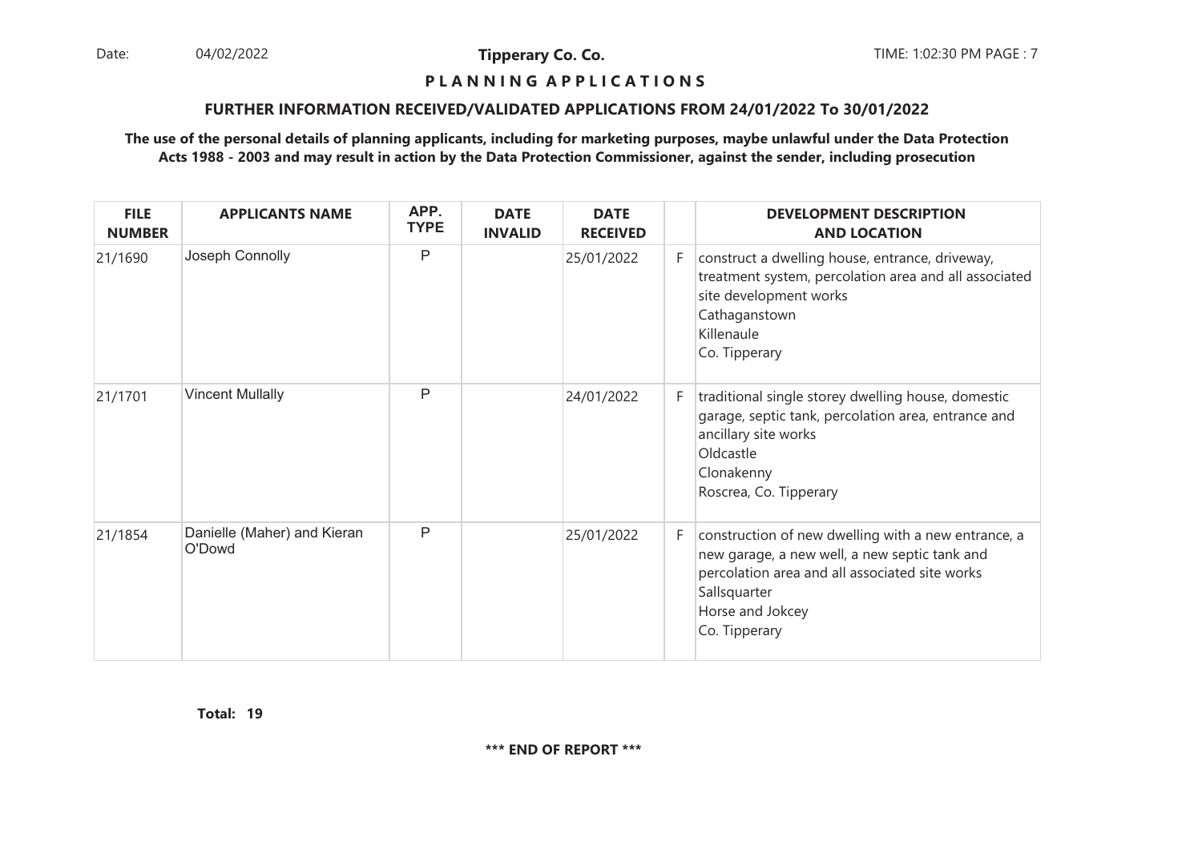**P L A N N I N G A P P L I C A T I O N S**

**FURTHER INFORMATION RECEIVED/VALIDATED APPLICATIONS FROM 24/01/2022 To 30/01/2022**

**The use of the personal details of planning applicants, including for marketing purposes, maybe unlawful under the Data Protection Acts 1988 - 2003 and may result in action by the Data Protection Commissioner, against the sender, including prosecution**

| FILE NUMBER | APPLICANTS NAME | APP. TYPE | DATE INVALID | DATE RECEIVED | | DEVELOPMENT DESCRIPTION AND LOCATION |
|---|---|---|---|---|---|---|
| 21/1690 | Joseph Connolly | P | | 25/01/2022 | F | construct a dwelling house, entrance, driveway, treatment system, percolation area and all associated site development works<br>Cathaganstown<br>Killenaule<br>Co. Tipperary |
| 21/1701 | Vincent Mullally | P | | 24/01/2022 | F | traditional single storey dwelling house, domestic garage, septic tank, percolation area, entrance and ancillary site works<br>Oldcastle<br>Clonakenny<br>Roscrea, Co. Tipperary |
| 21/1854 | Danielle (Maher) and Kieran O'Dowd | P | | 25/01/2022 | F | construction of new dwelling with a new entrance, a new garage, a new well, a new septic tank and percolation area and all associated site works<br>Sallsquarter<br>Horse and Jokcey<br>Co. Tipperary |

**Total: 19**

**\*\*\* END OF REPORT \*\*\***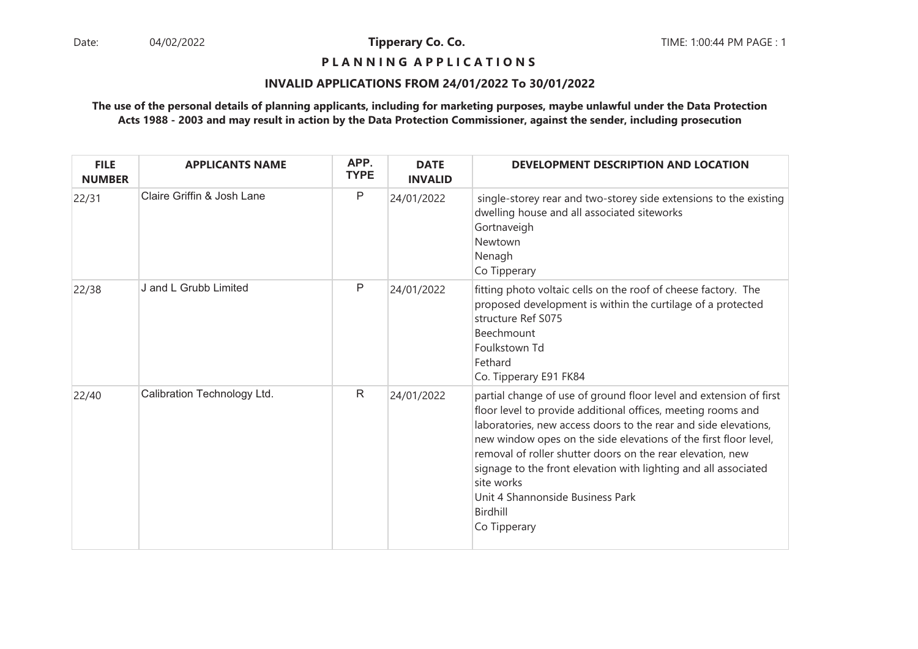Date: 04/02/2022 **Tipperary Co. Co.** TIME: 1:00:44 PM PAGE : 1

**P L A N N I N G A P P L I C A T I O N S**

**INVALID APPLICATIONS FROM 24/01/2022 To 30/01/2022**

**The use of the personal details of planning applicants, including for marketing purposes, maybe unlawful under the Data Protection Acts 1988 - 2003 and may result in action by the Data Protection Commissioner, against the sender, including prosecution**

| FILE NUMBER | APPLICANTS NAME | APP. TYPE | DATE INVALID | DEVELOPMENT DESCRIPTION AND LOCATION |
|---|---|---|---|---|
| 22/31 | Claire Griffin & Josh Lane | P | 24/01/2022 | single-storey rear and two-storey side extensions to the existing dwelling house and all associated siteworks<br>Gortnaveigh<br>Newtown<br>Nenagh<br>Co Tipperary |
| 22/38 | J and L Grubb Limited | P | 24/01/2022 | fitting photo voltaic cells on the roof of cheese factory. The proposed development is within the curtilage of a protected structure Ref S075<br>Beechmount<br>Foulkstown Td<br>Fethard<br>Co. Tipperary E91 FK84 |
| 22/40 | Calibration Technology Ltd. | R | 24/01/2022 | partial change of use of ground floor level and extension of first floor level to provide additional offices, meeting rooms and laboratories, new access doors to the rear and side elevations, new window opes on the side elevations of the first floor level, removal of roller shutter doors on the rear elevation, new signage to the front elevation with lighting and all associated site works<br>Unit 4 Shannonside Business Park<br>Birdhill<br>Co Tipperary |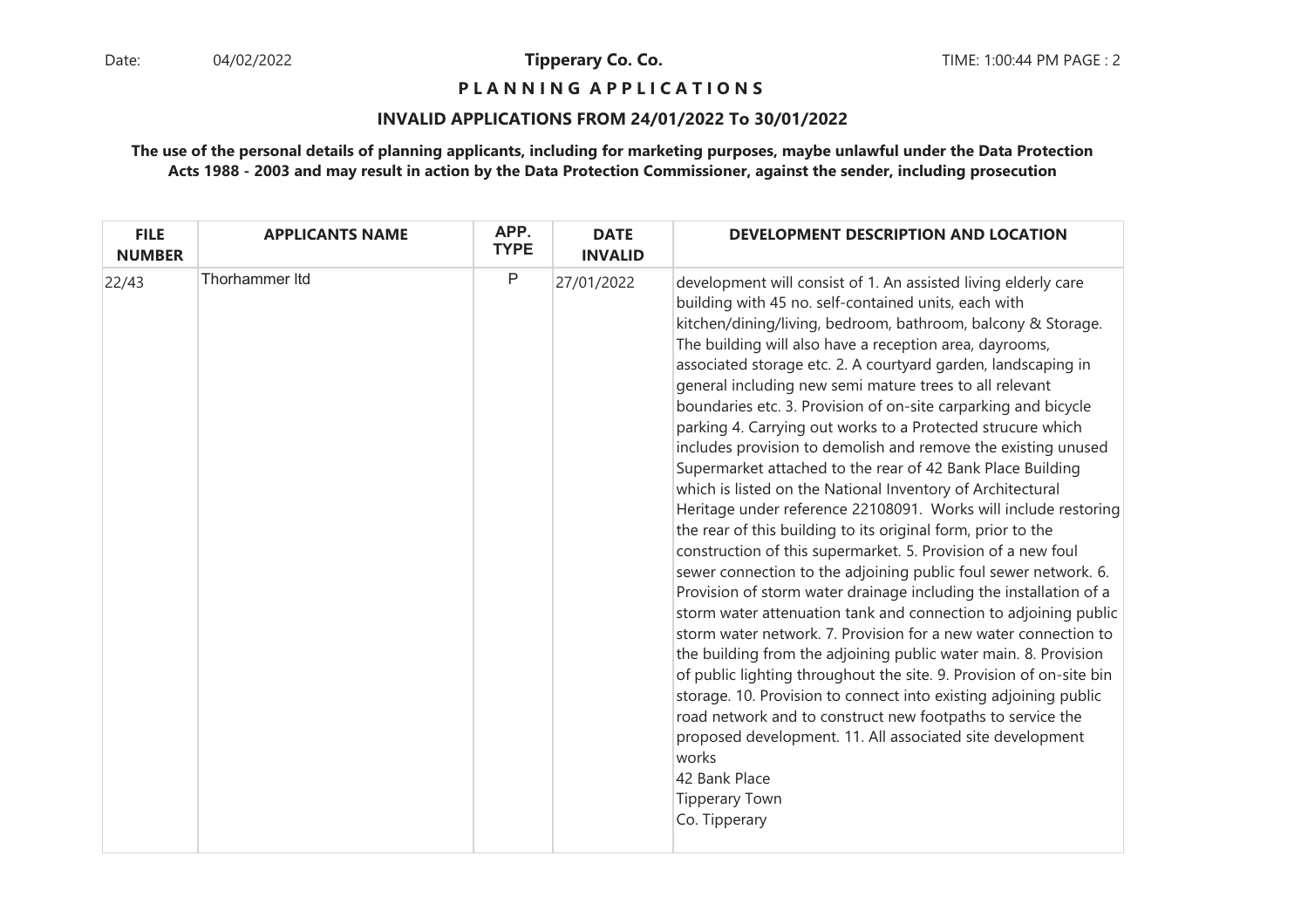**Tipperary Co. Co.**

**P L A N N I N G A P P L I C A T I O N S**

**INVALID APPLICATIONS FROM 24/01/2022 To 30/01/2022**

**The use of the personal details of planning applicants, including for marketing purposes, maybe unlawful under the Data Protection Acts 1988 - 2003 and may result in action by the Data Protection Commissioner, against the sender, including prosecution**

| FILE NUMBER | APPLICANTS NAME | APP. TYPE | DATE INVALID | DEVELOPMENT DESCRIPTION AND LOCATION |
|---|---|---|---|---|
| 22/43 | Thorhammer ltd | P | 27/01/2022 | development will consist of 1. An assisted living elderly care building with 45 no. self-contained units, each with kitchen/dining/living, bedroom, bathroom, balcony & Storage. The building will also have a reception area, dayrooms, associated storage etc. 2. A courtyard garden, landscaping in general including new semi mature trees to all relevant boundaries etc. 3. Provision of on-site carparking and bicycle parking 4. Carrying out works to a Protected strucure which includes provision to demolish and remove the existing unused Supermarket attached to the rear of 42 Bank Place Building which is listed on the National Inventory of Architectural Heritage under reference 22108091. Works will include restoring the rear of this building to its original form, prior to the construction of this supermarket. 5. Provision of a new foul sewer connection to the adjoining public foul sewer network. 6. Provision of storm water drainage including the installation of a storm water attenuation tank and connection to adjoining public storm water network. 7. Provision for a new water connection to the building from the adjoining public water main. 8. Provision of public lighting throughout the site. 9. Provision of on-site bin storage. 10. Provision to connect into existing adjoining public road network and to construct new footpaths to service the proposed development. 11. All associated site development works<br>42 Bank Place<br>Tipperary Town<br>Co. Tipperary |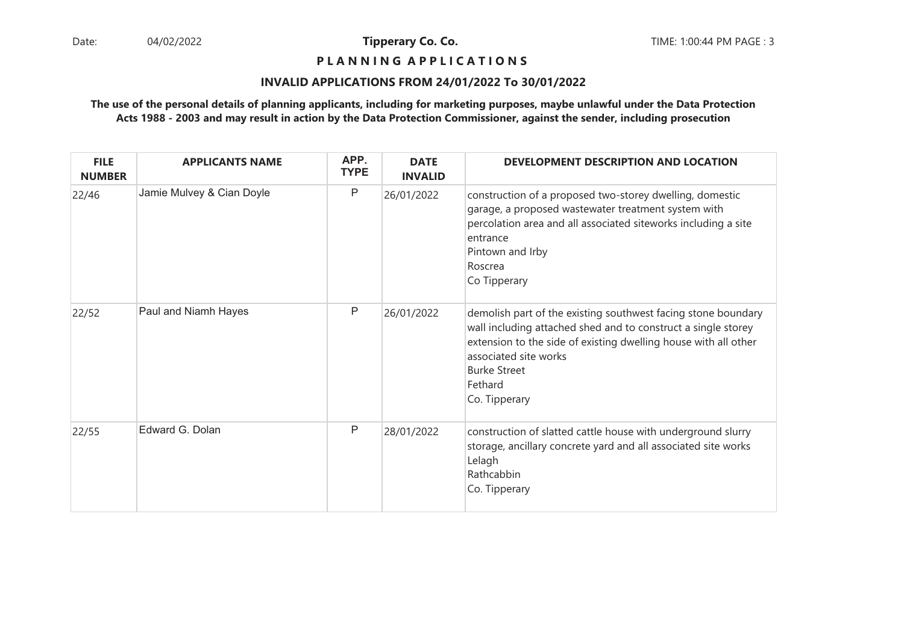**Tipperary Co. Co.**

**P L A N N I N G A P P L I C A T I O N S**

**INVALID APPLICATIONS FROM 24/01/2022 To 30/01/2022**

**The use of the personal details of planning applicants, including for marketing purposes, maybe unlawful under the Data Protection Acts 1988 - 2003 and may result in action by the Data Protection Commissioner, against the sender, including prosecution**

| FILE NUMBER | APPLICANTS NAME | APP. TYPE | DATE INVALID | DEVELOPMENT DESCRIPTION AND LOCATION |
|---|---|---|---|---|
| 22/46 | Jamie Mulvey & Cian Doyle | P | 26/01/2022 | construction of a proposed two-storey dwelling, domestic garage, a proposed wastewater treatment system with percolation area and all associated siteworks including a site entrance<br>Pintown and Irby<br>Roscrea<br>Co Tipperary |
| 22/52 | Paul and Niamh Hayes | P | 26/01/2022 | demolish part of the existing southwest facing stone boundary wall including attached shed and to construct a single storey extension to the side of existing dwelling house with all other associated site works<br>Burke Street<br>Fethard<br>Co. Tipperary |
| 22/55 | Edward G. Dolan | P | 28/01/2022 | construction of slatted cattle house with underground slurry storage, ancillary concrete yard and all associated site works<br>Lelagh<br>Rathcabbin<br>Co. Tipperary |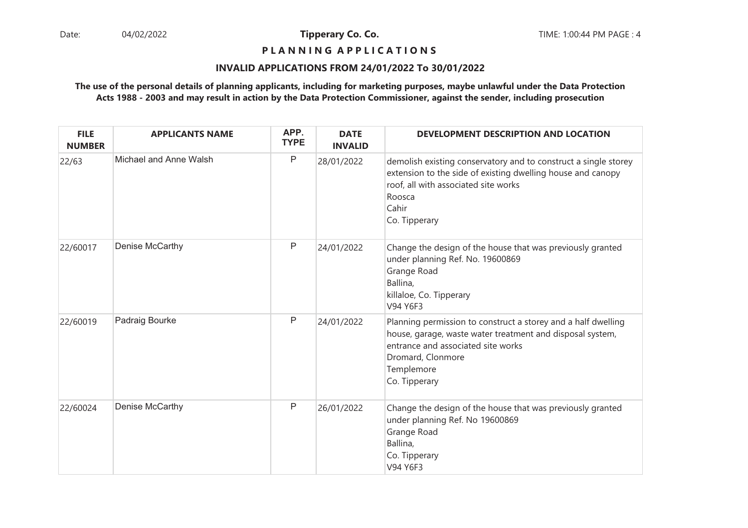# P L A N N I N G A P P L I C A T I O N S

## INVALID APPLICATIONS FROM 24/01/2022 To 30/01/2022

**The use of the personal details of planning applicants, including for marketing purposes, maybe unlawful under the Data Protection Acts 1988 - 2003 and may result in action by the Data Protection Commissioner, against the sender, including prosecution**

| FILE NUMBER | APPLICANTS NAME | APP. TYPE | DATE INVALID | DEVELOPMENT DESCRIPTION AND LOCATION |
|---|---|---|---|---|
| 22/63 | Michael and Anne Walsh | P | 28/01/2022 | demolish existing conservatory and to construct a single storey extension to the side of existing dwelling house and canopy roof, all with associated site works<br>Roosca<br>Cahir<br>Co. Tipperary |
| 22/60017 | Denise McCarthy | P | 24/01/2022 | Change the design of the house that was previously granted under planning Ref. No. 19600869<br>Grange Road<br>Ballina,<br>killaloe, Co. Tipperary<br>V94 Y6F3 |
| 22/60019 | Padraig Bourke | P | 24/01/2022 | Planning permission to construct a storey and a half dwelling house, garage, waste water treatment and disposal system, entrance and associated site works<br>Dromard, Clonmore<br>Templemore<br>Co. Tipperary |
| 22/60024 | Denise McCarthy | P | 26/01/2022 | Change the design of the house that was previously granted under planning Ref. No 19600869<br>Grange Road<br>Ballina,<br>Co. Tipperary<br>V94 Y6F3 |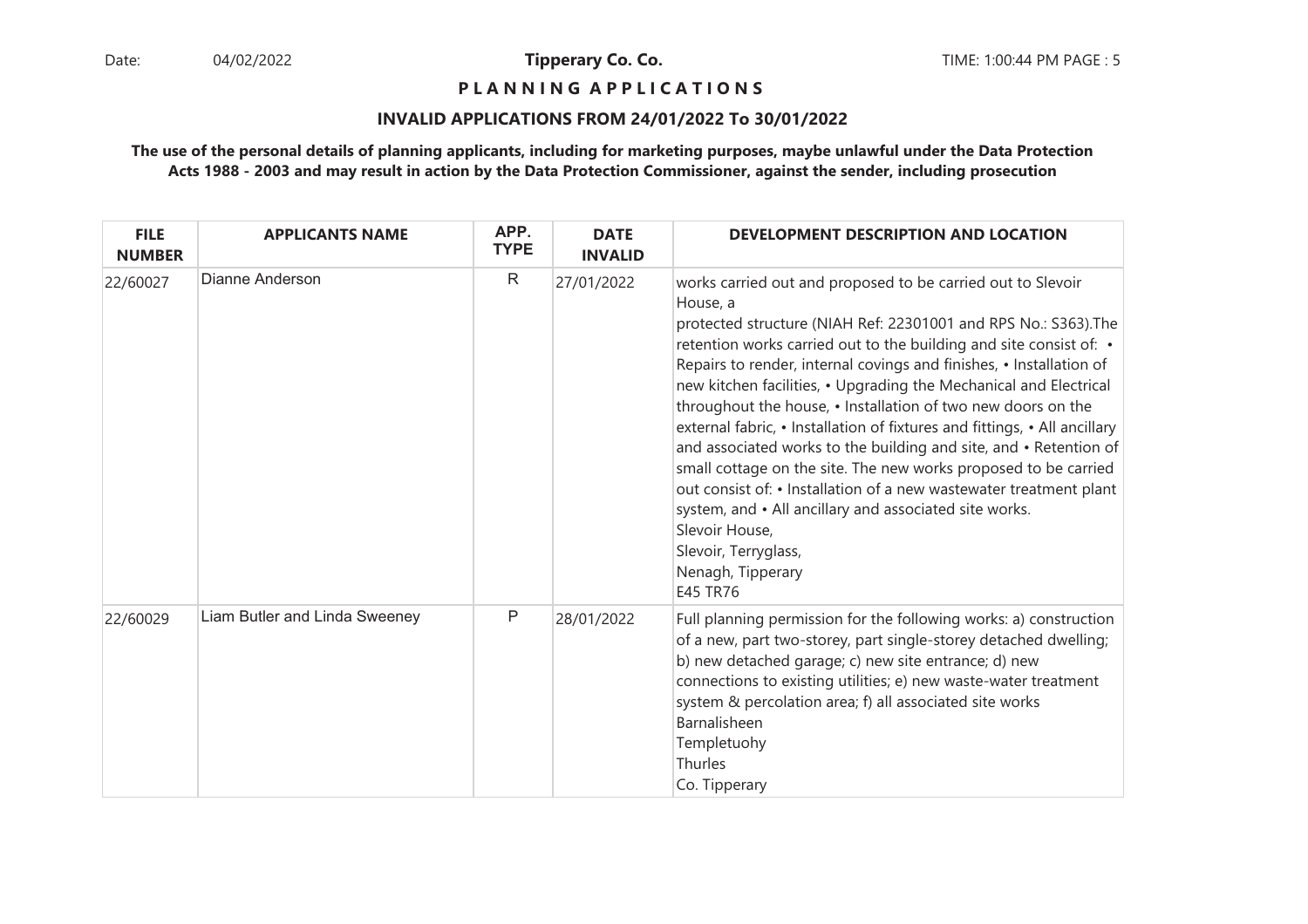**P L A N N I N G A P P L I C A T I O N S**

**INVALID APPLICATIONS FROM 24/01/2022 To 30/01/2022**

**The use of the personal details of planning applicants, including for marketing purposes, maybe unlawful under the Data Protection Acts 1988 - 2003 and may result in action by the Data Protection Commissioner, against the sender, including prosecution**

| FILE NUMBER | APPLICANTS NAME | APP. TYPE | DATE INVALID | DEVELOPMENT DESCRIPTION AND LOCATION |
|---|---|---|---|---|
| 22/60027 | Dianne Anderson | R | 27/01/2022 | works carried out and proposed to be carried out to Slevoir House, a protected structure (NIAH Ref: 22301001 and RPS No.: S363).The retention works carried out to the building and site consist of: • Repairs to render, internal covings and finishes, • Installation of new kitchen facilities, • Upgrading the Mechanical and Electrical throughout the house, • Installation of two new doors on the external fabric, • Installation of fixtures and fittings, • All ancillary and associated works to the building and site, and • Retention of small cottage on the site. The new works proposed to be carried out consist of: • Installation of a new wastewater treatment plant system, and • All ancillary and associated site works. Slevoir House, Slevoir, Terryglass, Nenagh, Tipperary E45 TR76 |
| 22/60029 | Liam Butler and Linda Sweeney | P | 28/01/2022 | Full planning permission for the following works: a) construction of a new, part two-storey, part single-storey detached dwelling; b) new detached garage; c) new site entrance; d) new connections to existing utilities; e) new waste-water treatment system & percolation area; f) all associated site works Barnalisheen Templetuohy Thurles Co. Tipperary |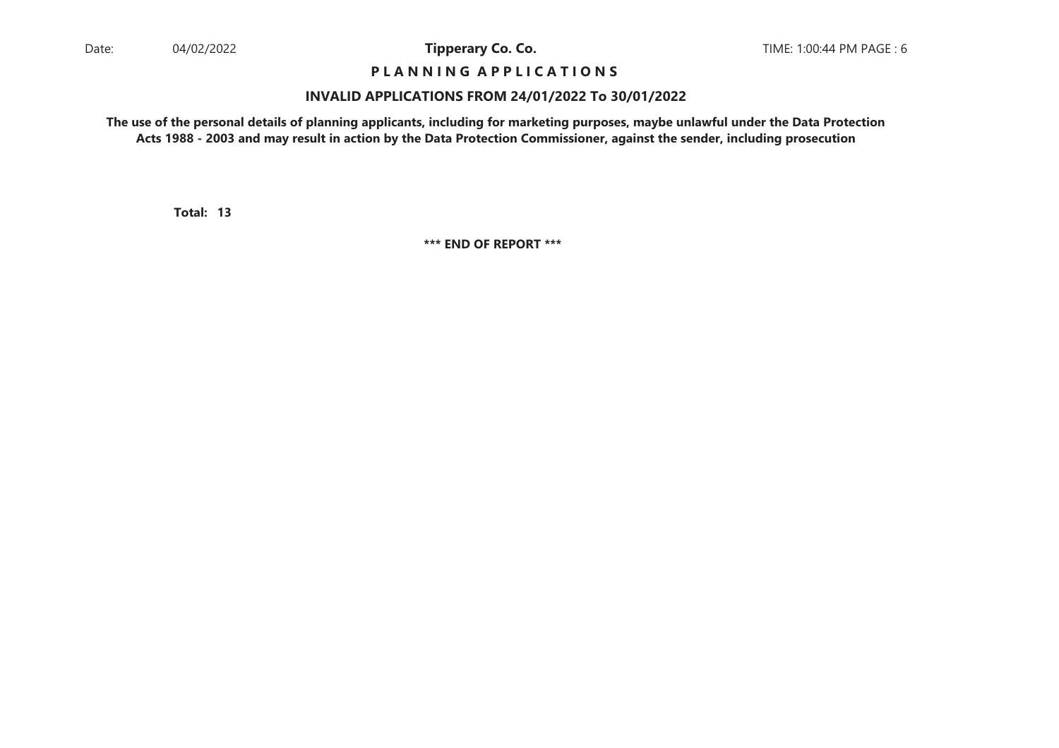**Total: 13**

**\*\*\* END OF REPORT \*\*\***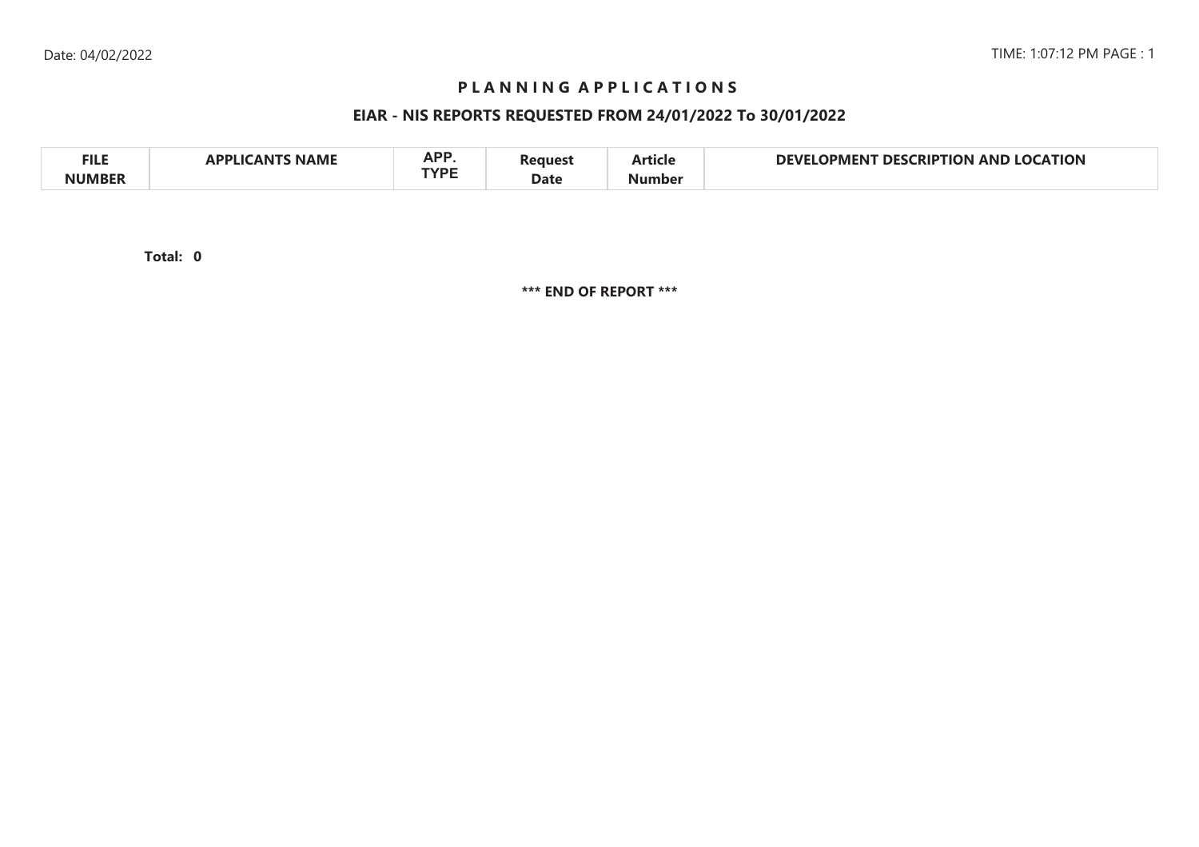# P L A N N I N G A P P L I C A T I O N S

## EIAR - NIS REPORTS REQUESTED FROM 24/01/2022 To 30/01/2022

| FILE NUMBER | APPLICANTS NAME | APP. TYPE | Request Date | Article Number | DEVELOPMENT DESCRIPTION AND LOCATION |
|---|---|---|---|---|---|

**Total: 0**

**\*\*\* END OF REPORT \*\*\***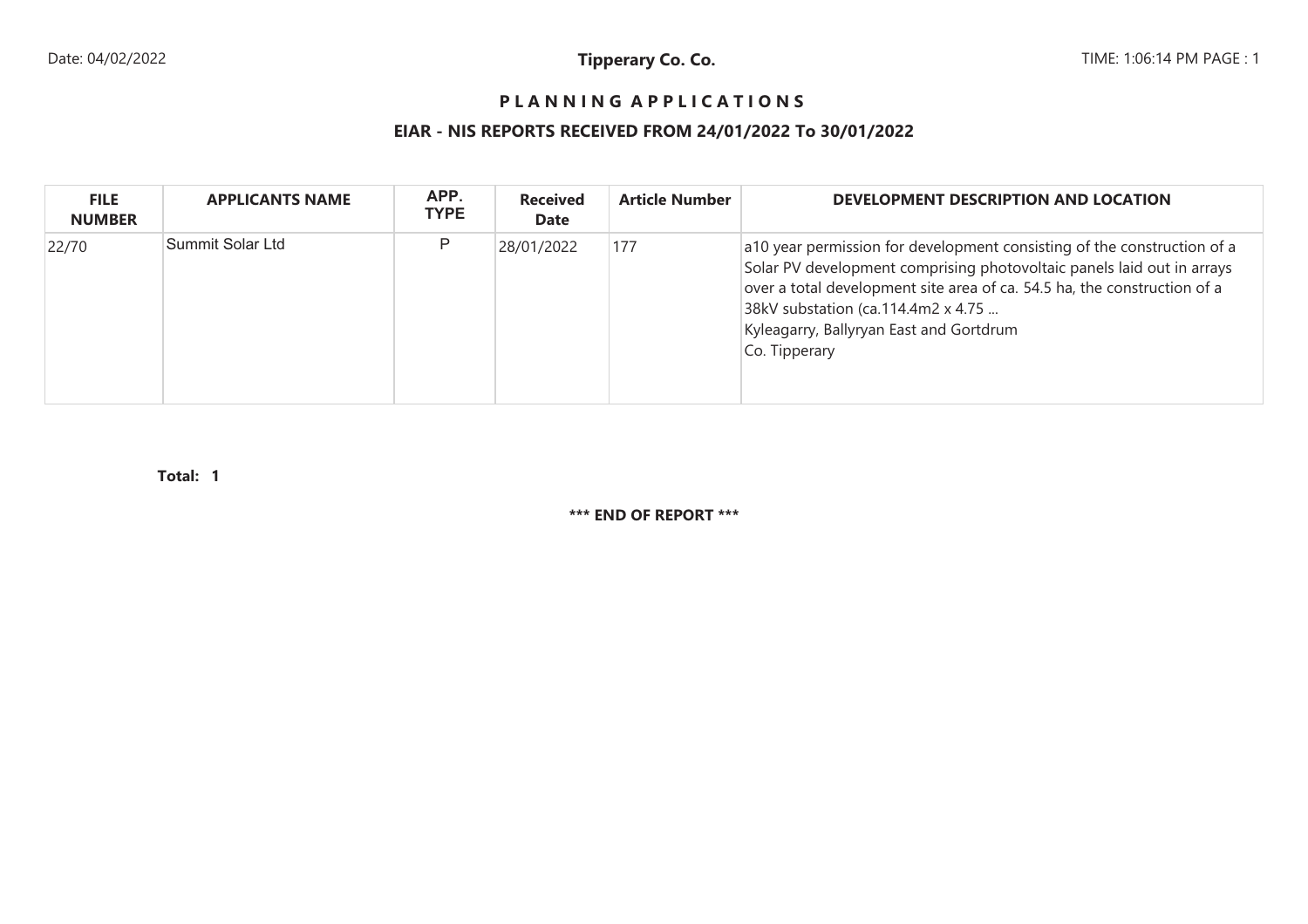**Tipperary Co. Co.**

# PLANNING APPLICATIONS

## EIAR - NIS REPORTS RECEIVED FROM 24/01/2022 To 30/01/2022

| FILE NUMBER | APPLICANTS NAME | APP. TYPE | Received Date | Article Number | DEVELOPMENT DESCRIPTION AND LOCATION |
|---|---|---|---|---|---|
| 22/70 | Summit Solar Ltd | P | 28/01/2022 | 177 | a10 year permission for development consisting of the construction of a Solar PV development comprising photovoltaic panels laid out in arrays over a total development site area of ca. 54.5 ha, the construction of a 38kV substation (ca.114.4m2 x 4.75 ...<br>Kyleagarry, Ballyryan East and Gortdrum<br>Co. Tipperary |

**Total: 1**

**\*\*\* END OF REPORT \*\*\***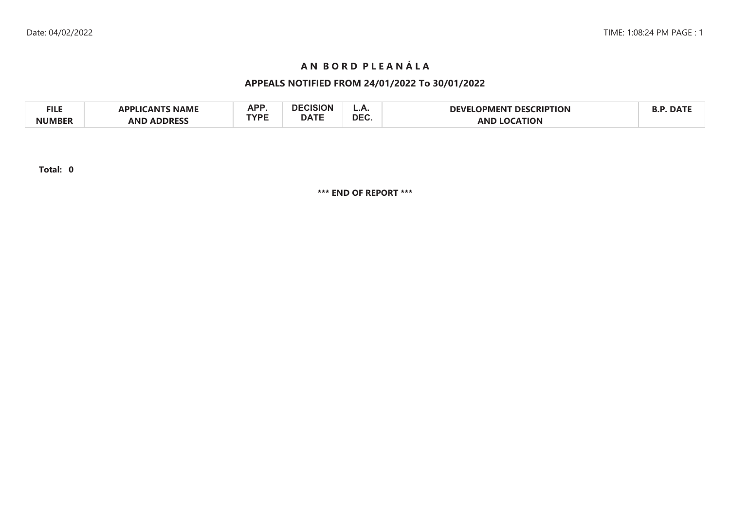# A N B O R D P L E A N Á L A

## APPEALS NOTIFIED FROM 24/01/2022 To 30/01/2022

| FILE NUMBER | APPLICANTS NAME AND ADDRESS | APP. TYPE | DECISION DATE | L.A. DEC. | DEVELOPMENT DESCRIPTION AND LOCATION | B.P. DATE |
|---|---|---|---|---|---|---|

**Total: 0**

**\*\*\* END OF REPORT \*\*\***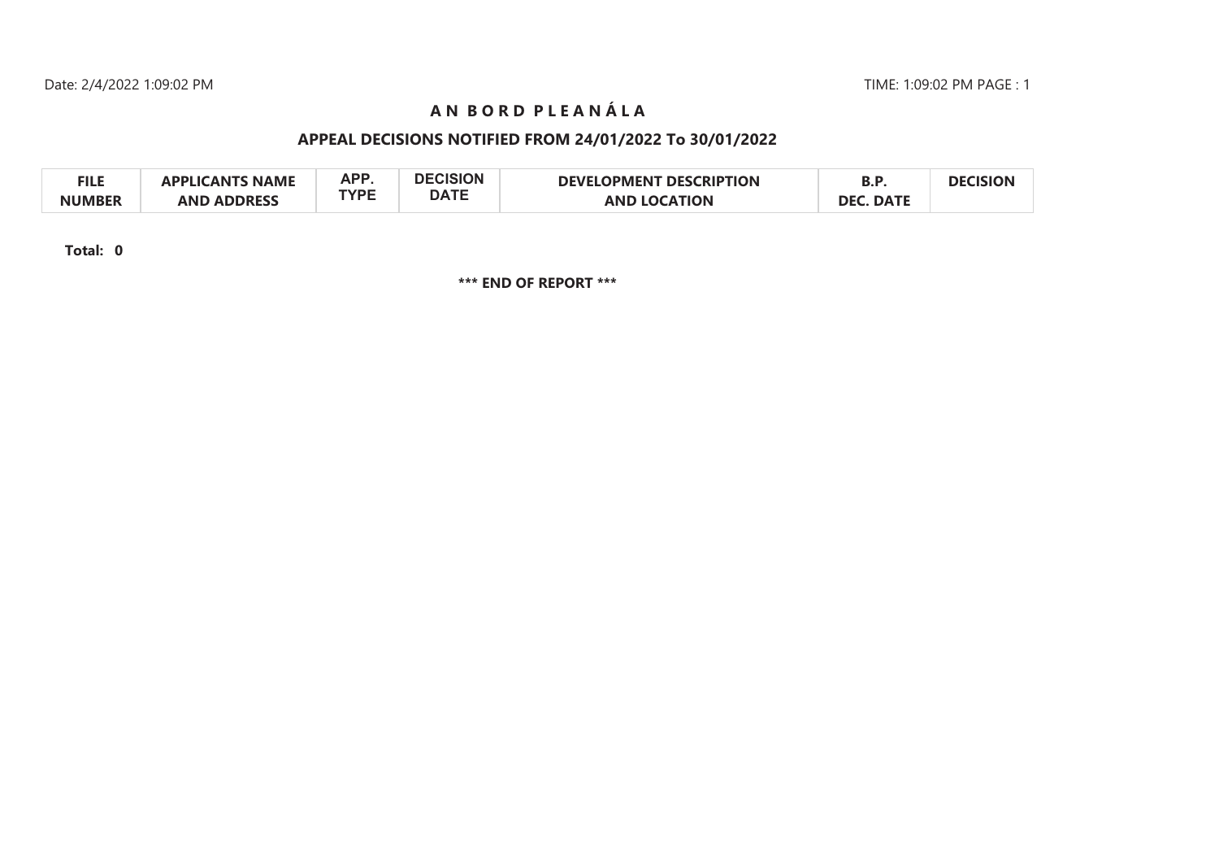# A N B O R D P L E A N Á L A

## APPEAL DECISIONS NOTIFIED FROM 24/01/2022 To 30/01/2022

| FILE NUMBER | APPLICANTS NAME AND ADDRESS | APP. TYPE | DECISION DATE | DEVELOPMENT DESCRIPTION AND LOCATION | B.P. DEC. DATE | DECISION |
|---|---|---|---|---|---|---|

**Total: 0**

**\*\*\* END OF REPORT \*\*\***